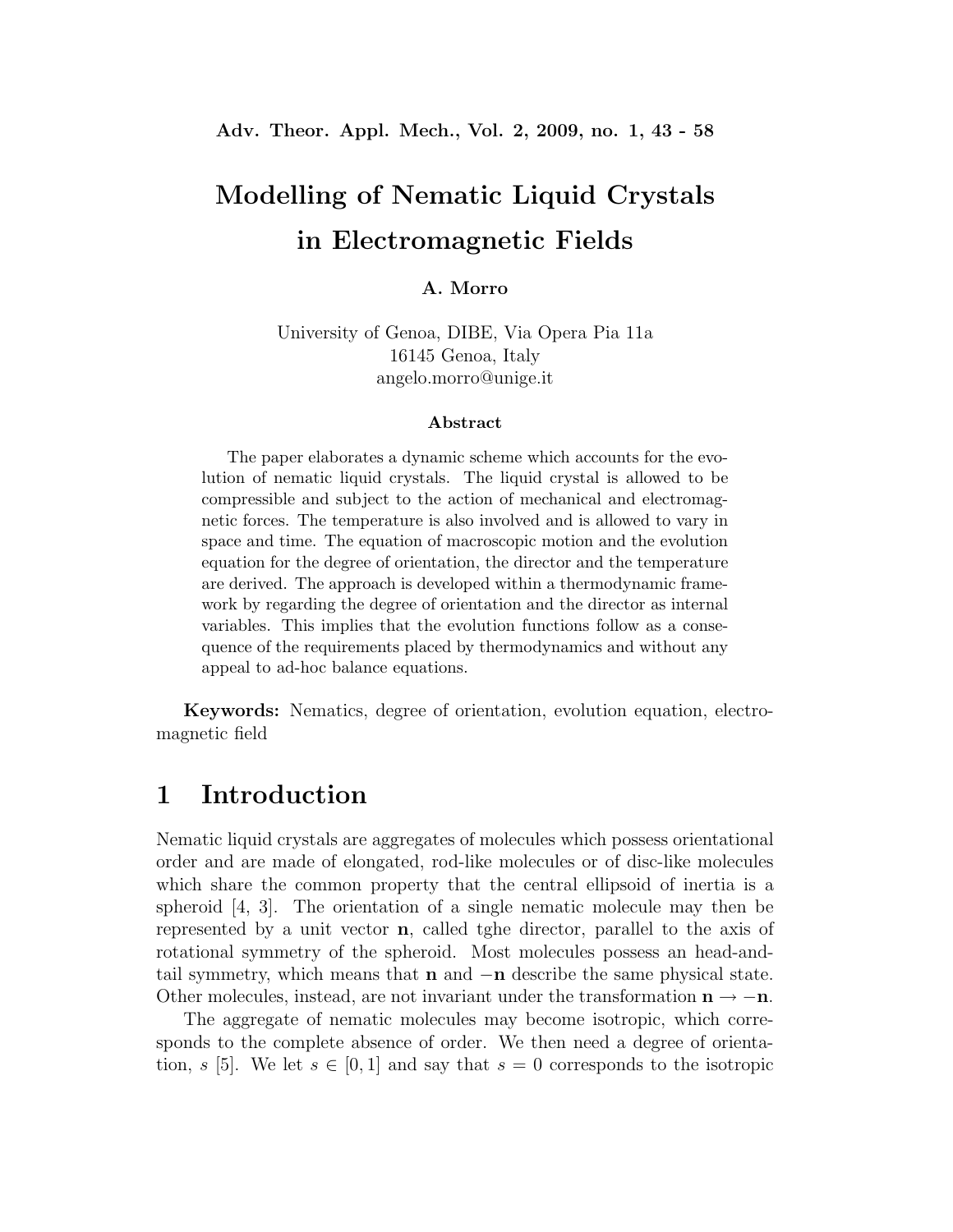# Modelling of Nematic Liquid Crystals in Electromagnetic Fields

**A. Morro**

University of Genoa, DIBE, Via Opera Pia 11a
16145 Genoa, Italy
angelo.morro@unige.it

### Abstract

The paper elaborates a dynamic scheme which accounts for the evolution of nematic liquid crystals. The liquid crystal is allowed to be compressible and subject to the action of mechanical and electromagnetic forces. The temperature is also involved and is allowed to vary in space and time. The equation of macroscopic motion and the evolution equation for the degree of orientation, the director and the temperature are derived. The approach is developed within a thermodynamic framework by regarding the degree of orientation and the director as internal variables. This implies that the evolution functions follow as a consequence of the requirements placed by thermodynamics and without any appeal to ad-hoc balance equations.

**Keywords:** Nematics, degree of orientation, evolution equation, electromagnetic field

## 1 Introduction

Nematic liquid crystals are aggregates of molecules which possess orientational order and are made of elongated, rod-like molecules or of disc-like molecules which share the common property that the central ellipsoid of inertia is a spheroid [4, 3]. The orientation of a single nematic molecule may then be represented by a unit vector $\mathbf{n}$, called tghe director, parallel to the axis of rotational symmetry of the spheroid. Most molecules possess an head-and-tail symmetry, which means that $\mathbf{n}$ and $-\mathbf{n}$ describe the same physical state. Other molecules, instead, are not invariant under the transformation $\mathbf{n} \to -\mathbf{n}$.

The aggregate of nematic molecules may become isotropic, which corresponds to the complete absence of order. We then need a degree of orientation, $s$ [5]. We let $s \in [0, 1]$ and say that $s = 0$ corresponds to the isotropic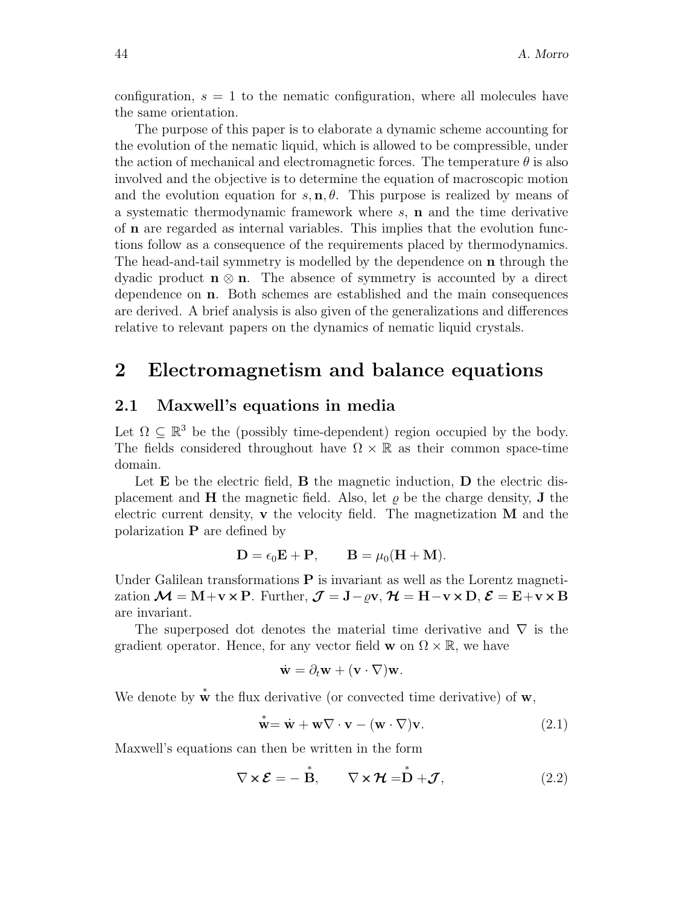configuration, $s = 1$ to the nematic configuration, where all molecules have the same orientation.

The purpose of this paper is to elaborate a dynamic scheme accounting for the evolution of the nematic liquid, which is allowed to be compressible, under the action of mechanical and electromagnetic forces. The temperature $\theta$ is also involved and the objective is to determine the equation of macroscopic motion and the evolution equation for $s, \mathbf{n}, \theta$. This purpose is realized by means of a systematic thermodynamic framework where $s$, $\mathbf{n}$ and the time derivative of $\mathbf{n}$ are regarded as internal variables. This implies that the evolution functions follow as a consequence of the requirements placed by thermodynamics. The head-and-tail symmetry is modelled by the dependence on $\mathbf{n}$ through the dyadic product $\mathbf{n} \otimes \mathbf{n}$. The absence of symmetry is accounted by a direct dependence on $\mathbf{n}$. Both schemes are established and the main consequences are derived. A brief analysis is also given of the generalizations and differences relative to relevant papers on the dynamics of nematic liquid crystals.

# 2 Electromagnetism and balance equations

## 2.1 Maxwell's equations in media

Let $\Omega \subseteq \mathbb{R}^3$ be the (possibly time-dependent) region occupied by the body. The fields considered throughout have $\Omega \times \mathbb{R}$ as their common space-time domain.

Let $\mathbf{E}$ be the electric field, $\mathbf{B}$ the magnetic induction, $\mathbf{D}$ the electric displacement and $\mathbf{H}$ the magnetic field. Also, let $\varrho$ be the charge density, $\mathbf{J}$ the electric current density, $\mathbf{v}$ the velocity field. The magnetization $\mathbf{M}$ and the polarization $\mathbf{P}$ are defined by

$$\mathbf{D} = \epsilon_0 \mathbf{E} + \mathbf{P}, \qquad \mathbf{B} = \mu_0(\mathbf{H} + \mathbf{M}).$$

Under Galilean transformations $\mathbf{P}$ is invariant as well as the Lorentz magnetization $\boldsymbol{\mathcal{M}} = \mathbf{M} + \mathbf{v} \times \mathbf{P}$. Further, $\boldsymbol{\mathcal{J}} = \mathbf{J} - \varrho \mathbf{v}$, $\boldsymbol{\mathcal{H}} = \mathbf{H} - \mathbf{v} \times \mathbf{D}$, $\boldsymbol{\mathcal{E}} = \mathbf{E} + \mathbf{v} \times \mathbf{B}$ are invariant.

The superposed dot denotes the material time derivative and $\nabla$ is the gradient operator. Hence, for any vector field $\mathbf{w}$ on $\Omega \times \mathbb{R}$, we have

$$\dot{\mathbf{w}} = \partial_t \mathbf{w} + (\mathbf{v} \cdot \nabla)\mathbf{w}.$$

We denote by $\overset{*}{\mathbf{w}}$ the flux derivative (or convected time derivative) of $\mathbf{w}$,

$$\overset{*}{\mathbf{w}} = \dot{\mathbf{w}} + \mathbf{w} \nabla \cdot \mathbf{v} - (\mathbf{w} \cdot \nabla)\mathbf{v}. \tag{2.1}$$

Maxwell's equations can then be written in the form

$$\nabla \times \boldsymbol{\mathcal{E}} = -\overset{*}{\mathbf{B}}, \qquad \nabla \times \boldsymbol{\mathcal{H}} = \overset{*}{\mathbf{D}} + \boldsymbol{\mathcal{J}}, \tag{2.2}$$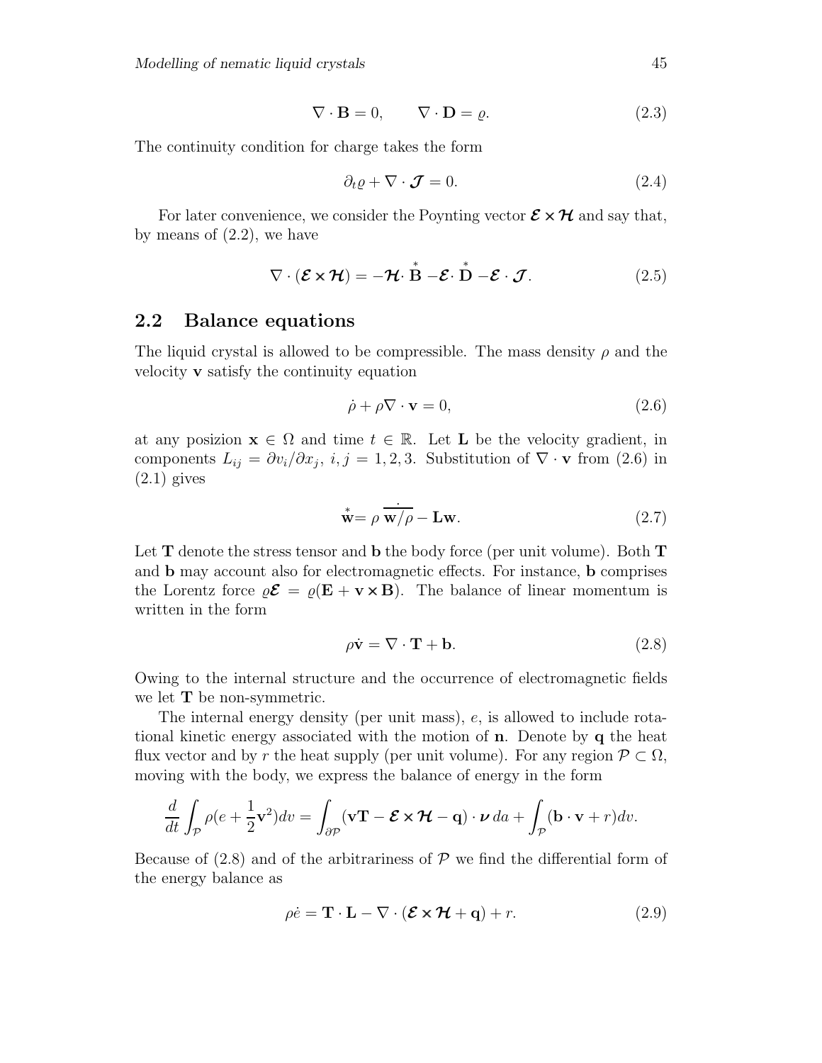$$\nabla \cdot \mathbf{B} = 0, \qquad \nabla \cdot \mathbf{D} = \varrho. \tag{2.3}$$

The continuity condition for charge takes the form

$$\partial_t \varrho + \nabla \cdot \boldsymbol{\mathcal{J}} = 0. \tag{2.4}$$

For later convenience, we consider the Poynting vector $\boldsymbol{\mathcal{E}} \times \boldsymbol{\mathcal{H}}$ and say that, by means of (2.2), we have

$$\nabla \cdot (\boldsymbol{\mathcal{E}} \times \boldsymbol{\mathcal{H}}) = -\boldsymbol{\mathcal{H}} \cdot \overset{*}{\mathbf{B}} - \boldsymbol{\mathcal{E}} \cdot \overset{*}{\mathbf{D}} - \boldsymbol{\mathcal{E}} \cdot \boldsymbol{\mathcal{J}}. \tag{2.5}$$

## 2.2 Balance equations

The liquid crystal is allowed to be compressible. The mass density $\rho$ and the velocity $\mathbf{v}$ satisfy the continuity equation

$$\dot{\rho} + \rho \nabla \cdot \mathbf{v} = 0, \tag{2.6}$$

at any posizion $\mathbf{x} \in \Omega$ and time $t \in \mathbb{R}$. Let $\mathbf{L}$ be the velocity gradient, in components $L_{ij} = \partial v_i / \partial x_j$, $i, j = 1, 2, 3$. Substitution of $\nabla \cdot \mathbf{v}$ from (2.6) in (2.1) gives

$$\overset{*}{\mathbf{w}} = \rho \, \dot{\overline{\mathbf{w}/\rho}} - \mathbf{L}\mathbf{w}. \tag{2.7}$$

Let $\mathbf{T}$ denote the stress tensor and $\mathbf{b}$ the body force (per unit volume). Both $\mathbf{T}$ and $\mathbf{b}$ may account also for electromagnetic effects. For instance, $\mathbf{b}$ comprises the Lorentz force $\varrho \boldsymbol{\mathcal{E}} = \varrho(\mathbf{E} + \mathbf{v} \times \mathbf{B})$. The balance of linear momentum is written in the form

$$\rho \dot{\mathbf{v}} = \nabla \cdot \mathbf{T} + \mathbf{b}. \tag{2.8}$$

Owing to the internal structure and the occurrence of electromagnetic fields we let $\mathbf{T}$ be non-symmetric.

The internal energy density (per unit mass), $e$, is allowed to include rotational kinetic energy associated with the motion of $\mathbf{n}$. Denote by $\mathbf{q}$ the heat flux vector and by $r$ the heat supply (per unit volume). For any region $\mathcal{P} \subset \Omega$, moving with the body, we express the balance of energy in the form

$$\frac{d}{dt} \int_{\mathcal{P}} \rho (e + \frac{1}{2} \mathbf{v}^2) dv = \int_{\partial \mathcal{P}} (\mathbf{v}\mathbf{T} - \boldsymbol{\mathcal{E}} \times \boldsymbol{\mathcal{H}} - \mathbf{q}) \cdot \boldsymbol{\nu} \, da + \int_{\mathcal{P}} (\mathbf{b} \cdot \mathbf{v} + r) dv.$$

Because of (2.8) and of the arbitrariness of $\mathcal{P}$ we find the differential form of the energy balance as

$$\rho \dot{e} = \mathbf{T} \cdot \mathbf{L} - \nabla \cdot (\boldsymbol{\mathcal{E}} \times \boldsymbol{\mathcal{H}} + \mathbf{q}) + r. \tag{2.9}$$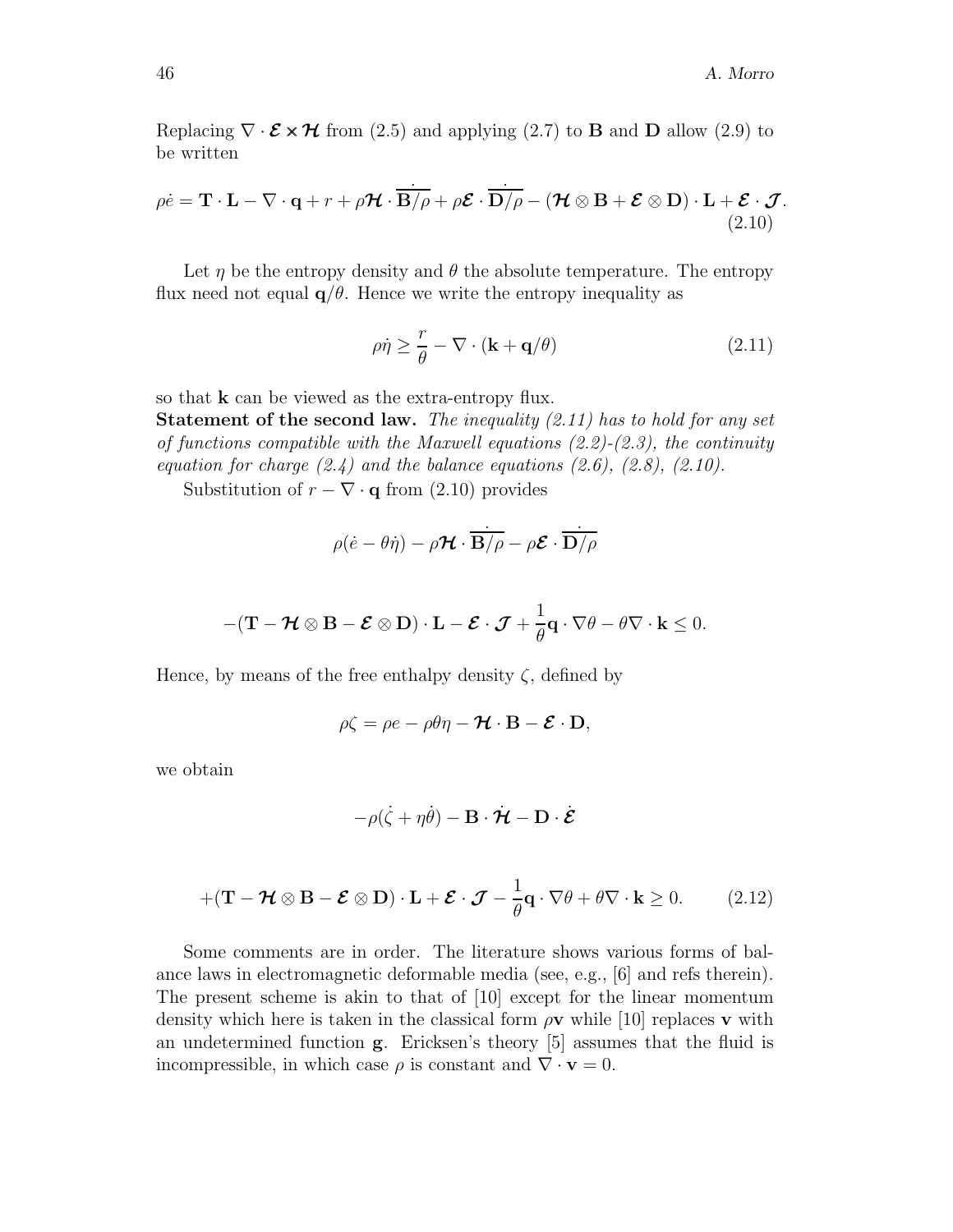Replacing $\nabla \cdot \boldsymbol{\mathcal{E}} \times \boldsymbol{\mathcal{H}}$ from (2.5) and applying (2.7) to $\mathbf{B}$ and $\mathbf{D}$ allow (2.9) to be written

$$\rho \dot{e} = \mathbf{T} \cdot \mathbf{L} - \nabla \cdot \mathbf{q} + r + \rho \boldsymbol{\mathcal{H}} \cdot \dot{\overline{\mathbf{B}/\rho}} + \rho \boldsymbol{\mathcal{E}} \cdot \dot{\overline{\mathbf{D}/\rho}} - (\boldsymbol{\mathcal{H}} \otimes \mathbf{B} + \boldsymbol{\mathcal{E}} \otimes \mathbf{D}) \cdot \mathbf{L} + \boldsymbol{\mathcal{E}} \cdot \boldsymbol{\mathcal{J}}. \tag{2.10}$$

Let $\eta$ be the entropy density and $\theta$ the absolute temperature. The entropy flux need not equal $\mathbf{q}/\theta$. Hence we write the entropy inequality as

$$\rho \dot{\eta} \geq \frac{r}{\theta} - \nabla \cdot (\mathbf{k} + \mathbf{q}/\theta) \tag{2.11}$$

so that $\mathbf{k}$ can be viewed as the extra-entropy flux.

**Statement of the second law.** *The inequality (2.11) has to hold for any set of functions compatible with the Maxwell equations (2.2)-(2.3), the continuity equation for charge (2.4) and the balance equations (2.6), (2.8), (2.10).*

Substitution of $r - \nabla \cdot \mathbf{q}$ from (2.10) provides

$$\rho(\dot{e} - \theta \dot{\eta}) - \rho \boldsymbol{\mathcal{H}} \cdot \dot{\overline{\mathbf{B}/\rho}} - \rho \boldsymbol{\mathcal{E}} \cdot \dot{\overline{\mathbf{D}/\rho}}$$

$$-(\mathbf{T} - \boldsymbol{\mathcal{H}} \otimes \mathbf{B} - \boldsymbol{\mathcal{E}} \otimes \mathbf{D}) \cdot \mathbf{L} - \boldsymbol{\mathcal{E}} \cdot \boldsymbol{\mathcal{J}} + \frac{1}{\theta} \mathbf{q} \cdot \nabla \theta - \theta \nabla \cdot \mathbf{k} \leq 0.$$

Hence, by means of the free enthalpy density $\zeta$, defined by

$$\rho \zeta = \rho e - \rho \theta \eta - \boldsymbol{\mathcal{H}} \cdot \mathbf{B} - \boldsymbol{\mathcal{E}} \cdot \mathbf{D},$$

we obtain

$$-\rho(\dot{\zeta} + \eta \dot{\theta}) - \mathbf{B} \cdot \dot{\boldsymbol{\mathcal{H}}} - \mathbf{D} \cdot \dot{\boldsymbol{\mathcal{E}}}$$

$$+(\mathbf{T} - \boldsymbol{\mathcal{H}} \otimes \mathbf{B} - \boldsymbol{\mathcal{E}} \otimes \mathbf{D}) \cdot \mathbf{L} + \boldsymbol{\mathcal{E}} \cdot \boldsymbol{\mathcal{J}} - \frac{1}{\theta} \mathbf{q} \cdot \nabla \theta + \theta \nabla \cdot \mathbf{k} \geq 0. \tag{2.12}$$

Some comments are in order. The literature shows various forms of balance laws in electromagnetic deformable media (see, e.g., [6] and refs therein). The present scheme is akin to that of [10] except for the linear momentum density which here is taken in the classical form $\rho \mathbf{v}$ while [10] replaces $\mathbf{v}$ with an undetermined function $\mathbf{g}$. Ericksen's theory [5] assumes that the fluid is incompressible, in which case $\rho$ is constant and $\nabla \cdot \mathbf{v} = 0$.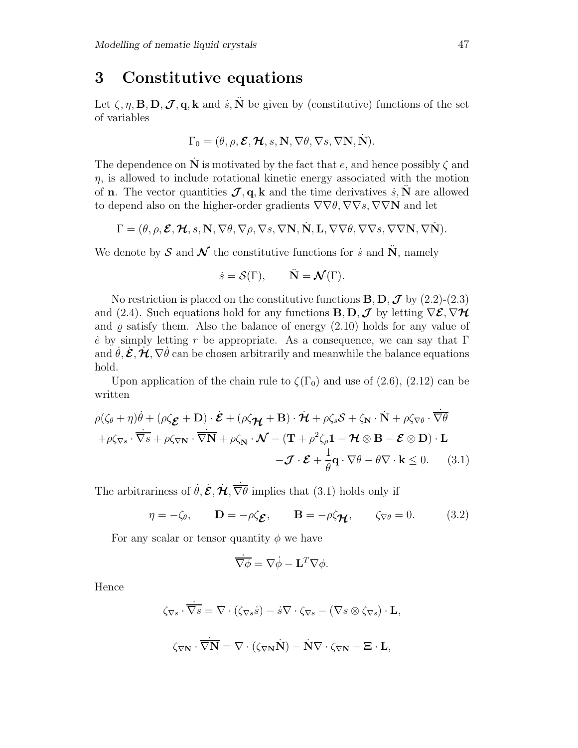## 3 Constitutive equations

Let $\zeta, \eta, \mathbf{B}, \mathbf{D}, \boldsymbol{\mathcal{J}}, \mathbf{q}, \mathbf{k}$ and $\dot{s}, \ddot{\mathbf{N}}$ be given by (constitutive) functions of the set of variables

$$\Gamma_0 = (\theta, \rho, \boldsymbol{\mathcal{E}}, \boldsymbol{\mathcal{H}}, s, \mathbf{N}, \nabla\theta, \nabla s, \nabla\mathbf{N}, \dot{\mathbf{N}}).$$

The dependence on $\dot{\mathbf{N}}$ is motivated by the fact that $e$, and hence possibly $\zeta$ and $\eta$, is allowed to include rotational kinetic energy associated with the motion of $\mathbf{n}$. The vector quantities $\boldsymbol{\mathcal{J}}, \mathbf{q}, \mathbf{k}$ and the time derivatives $\dot{s}, \ddot{\mathbf{N}}$ are allowed to depend also on the higher-order gradients $\nabla\nabla\theta, \nabla\nabla s, \nabla\nabla\mathbf{N}$ and let

$$\Gamma = (\theta, \rho, \boldsymbol{\mathcal{E}}, \boldsymbol{\mathcal{H}}, s, \mathbf{N}, \nabla\theta, \nabla\rho, \nabla s, \nabla\mathbf{N}, \dot{\mathbf{N}}, \mathbf{L}, \nabla\nabla\theta, \nabla\nabla s, \nabla\nabla\mathbf{N}, \nabla\dot{\mathbf{N}}).$$

We denote by $\mathcal{S}$ and $\boldsymbol{\mathcal{N}}$ the constitutive functions for $\dot{s}$ and $\ddot{\mathbf{N}}$, namely

$$\dot{s} = \mathcal{S}(\Gamma), \qquad \ddot{\mathbf{N}} = \boldsymbol{\mathcal{N}}(\Gamma).$$

No restriction is placed on the constitutive functions $\mathbf{B}, \mathbf{D}, \boldsymbol{\mathcal{J}}$ by (2.2)-(2.3) and (2.4). Such equations hold for any functions $\mathbf{B}, \mathbf{D}, \boldsymbol{\mathcal{J}}$ by letting $\nabla\boldsymbol{\mathcal{E}}, \nabla\boldsymbol{\mathcal{H}}$ and $\varrho$ satisfy them. Also the balance of energy (2.10) holds for any value of $\dot{e}$ by simply letting $r$ be appropriate. As a consequence, we can say that $\Gamma$ and $\dot{\theta}, \dot{\boldsymbol{\mathcal{E}}}, \dot{\boldsymbol{\mathcal{H}}}, \nabla\dot{\theta}$ can be chosen arbitrarily and meanwhile the balance equations hold.

Upon application of the chain rule to $\zeta(\Gamma_0)$ and use of (2.6), (2.12) can be written

$$\begin{aligned}
&\rho(\zeta_\theta + \eta)\dot{\theta} + (\rho\zeta_{\boldsymbol{\mathcal{E}}} + \mathbf{D}) \cdot \dot{\boldsymbol{\mathcal{E}}} + (\rho\zeta_{\boldsymbol{\mathcal{H}}} + \mathbf{B}) \cdot \dot{\boldsymbol{\mathcal{H}}} + \rho\zeta_s\mathcal{S} + \zeta_{\mathbf{N}} \cdot \dot{\mathbf{N}} + \rho\zeta_{\nabla\theta} \cdot \overline{\nabla\theta}^{\cdot} \\
&+\rho\zeta_{\nabla s} \cdot \overline{\nabla s}^{\cdot} + \rho\zeta_{\nabla\mathbf{N}} \cdot \overline{\nabla\mathbf{N}}^{\cdot} + \rho\zeta_{\dot{\mathbf{N}}} \cdot \boldsymbol{\mathcal{N}} - (\mathbf{T} + \rho^2\zeta_\rho\mathbf{1} - \boldsymbol{\mathcal{H}} \otimes \mathbf{B} - \boldsymbol{\mathcal{E}} \otimes \mathbf{D}) \cdot \mathbf{L} \\
&\qquad\qquad -\boldsymbol{\mathcal{J}} \cdot \boldsymbol{\mathcal{E}} + \frac{1}{\theta}\mathbf{q} \cdot \nabla\theta - \theta\nabla \cdot \mathbf{k} \le 0. \qquad (3.1)
\end{aligned}$$

The arbitrariness of $\dot{\theta}, \dot{\boldsymbol{\mathcal{E}}}, \dot{\boldsymbol{\mathcal{H}}}, \overline{\nabla\theta}^{\cdot}$ implies that (3.1) holds only if

$$\eta = -\zeta_\theta, \qquad \mathbf{D} = -\rho\zeta_{\boldsymbol{\mathcal{E}}}, \qquad \mathbf{B} = -\rho\zeta_{\boldsymbol{\mathcal{H}}}, \qquad \zeta_{\nabla\theta} = 0. \qquad (3.2)$$

For any scalar or tensor quantity $\phi$ we have

$$\overline{\nabla\phi}^{\cdot} = \nabla\dot{\phi} - \mathbf{L}^T\nabla\phi.$$

Hence

$$\zeta_{\nabla s} \cdot \overline{\nabla s}^{\cdot} = \nabla \cdot (\zeta_{\nabla s}\dot{s}) - \dot{s}\nabla \cdot \zeta_{\nabla s} - (\nabla s \otimes \zeta_{\nabla s}) \cdot \mathbf{L},$$

$$\zeta_{\nabla\mathbf{N}} \cdot \overline{\nabla\mathbf{N}}^{\cdot} = \nabla \cdot (\zeta_{\nabla\mathbf{N}}\dot{\mathbf{N}}) - \dot{\mathbf{N}}\nabla \cdot \zeta_{\nabla\mathbf{N}} - \boldsymbol{\Xi} \cdot \mathbf{L},$$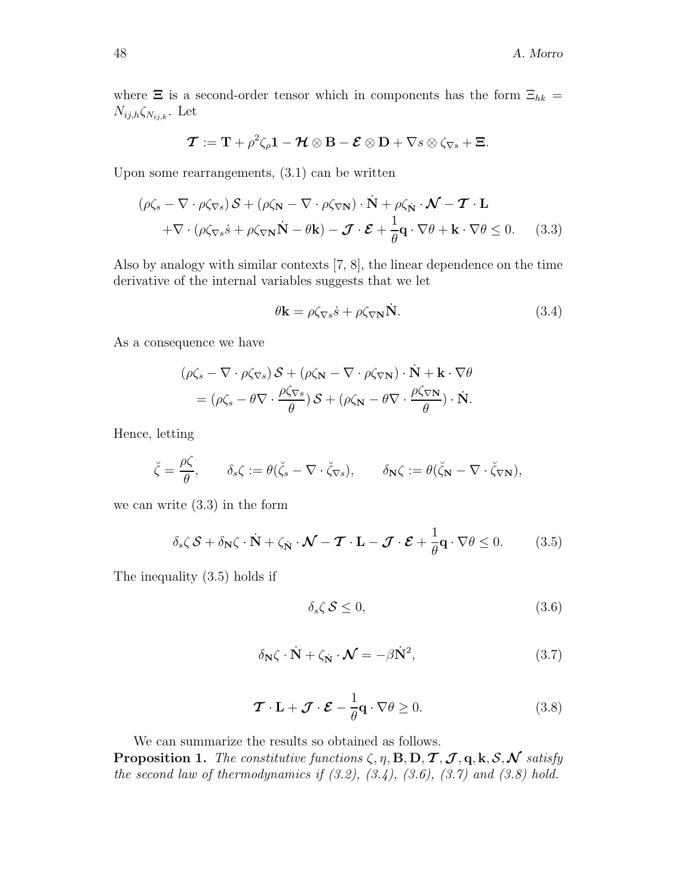where $\boldsymbol{\Xi}$ is a second-order tensor which in components has the form $\Xi_{hk} = N_{ij,h}\zeta_{N_{ij,k}}$. Let

$$\boldsymbol{\mathcal{T}} := \mathbf{T} + \rho^2\zeta_\rho \mathbf{1} - \boldsymbol{\mathcal{H}} \otimes \mathbf{B} - \boldsymbol{\mathcal{E}} \otimes \mathbf{D} + \nabla s \otimes \zeta_{\nabla s} + \boldsymbol{\Xi}.$$

Upon some rearrangements, (3.1) can be written

$$\begin{aligned}(\rho\zeta_s - \nabla \cdot \rho\zeta_{\nabla s})\,\mathcal{S} + (\rho\zeta_{\mathbf{N}} - \nabla \cdot \rho\zeta_{\nabla \mathbf{N}}) \cdot \dot{\mathbf{N}} + \rho\zeta_{\dot{\mathbf{N}}} \cdot \boldsymbol{\mathcal{N}} - \boldsymbol{\mathcal{T}} \cdot \mathbf{L} \\ + \nabla \cdot (\rho\zeta_{\nabla s}\dot{s} + \rho\zeta_{\nabla \mathbf{N}}\dot{\mathbf{N}} - \theta\mathbf{k}) - \boldsymbol{\mathcal{J}} \cdot \boldsymbol{\mathcal{E}} + \frac{1}{\theta}\mathbf{q} \cdot \nabla\theta + \mathbf{k} \cdot \nabla\theta \leq 0. \qquad (3.3)\end{aligned}$$

Also by analogy with similar contexts [7, 8], the linear dependence on the time derivative of the internal variables suggests that we let

$$\theta\mathbf{k} = \rho\zeta_{\nabla s}\dot{s} + \rho\zeta_{\nabla \mathbf{N}}\dot{\mathbf{N}}. \qquad (3.4)$$

As a consequence we have

$$\begin{aligned}&(\rho\zeta_s - \nabla \cdot \rho\zeta_{\nabla s})\,\mathcal{S} + (\rho\zeta_{\mathbf{N}} - \nabla \cdot \rho\zeta_{\nabla \mathbf{N}}) \cdot \dot{\mathbf{N}} + \mathbf{k} \cdot \nabla\theta \\ &= (\rho\zeta_s - \theta\nabla \cdot \frac{\rho\zeta_{\nabla s}}{\theta})\,\mathcal{S} + (\rho\zeta_{\mathbf{N}} - \theta\nabla \cdot \frac{\rho\zeta_{\nabla \mathbf{N}}}{\theta}) \cdot \dot{\mathbf{N}}.\end{aligned}$$

Hence, letting

$$\breve{\zeta} = \frac{\rho\zeta}{\theta}, \qquad \delta_s\zeta := \theta(\breve{\zeta}_s - \nabla \cdot \breve{\zeta}_{\nabla s}), \qquad \delta_{\mathbf{N}}\zeta := \theta(\breve{\zeta}_{\mathbf{N}} - \nabla \cdot \breve{\zeta}_{\nabla \mathbf{N}}),$$

we can write (3.3) in the form

$$\delta_s\zeta\,\mathcal{S} + \delta_{\mathbf{N}}\zeta \cdot \dot{\mathbf{N}} + \zeta_{\dot{\mathbf{N}}} \cdot \boldsymbol{\mathcal{N}} - \boldsymbol{\mathcal{T}} \cdot \mathbf{L} - \boldsymbol{\mathcal{J}} \cdot \boldsymbol{\mathcal{E}} + \frac{1}{\theta}\mathbf{q} \cdot \nabla\theta \leq 0. \qquad (3.5)$$

The inequality (3.5) holds if

$$\delta_s\zeta\,\mathcal{S} \leq 0, \qquad (3.6)$$

$$\delta_{\mathbf{N}}\zeta \cdot \dot{\mathbf{N}} + \zeta_{\dot{\mathbf{N}}} \cdot \boldsymbol{\mathcal{N}} = -\beta\dot{\mathbf{N}}^2, \qquad (3.7)$$

$$\boldsymbol{\mathcal{T}} \cdot \mathbf{L} + \boldsymbol{\mathcal{J}} \cdot \boldsymbol{\mathcal{E}} - \frac{1}{\theta}\mathbf{q} \cdot \nabla\theta \geq 0. \qquad (3.8)$$

We can summarize the results so obtained as follows.

**Proposition 1.** *The constitutive functions* $\zeta, \eta, \mathbf{B}, \mathbf{D}, \boldsymbol{\mathcal{T}}, \boldsymbol{\mathcal{J}}, \mathbf{q}, \mathbf{k}, \mathcal{S}, \boldsymbol{\mathcal{N}}$ *satisfy the second law of thermodynamics if (3.2), (3.4), (3.6), (3.7) and (3.8) hold.*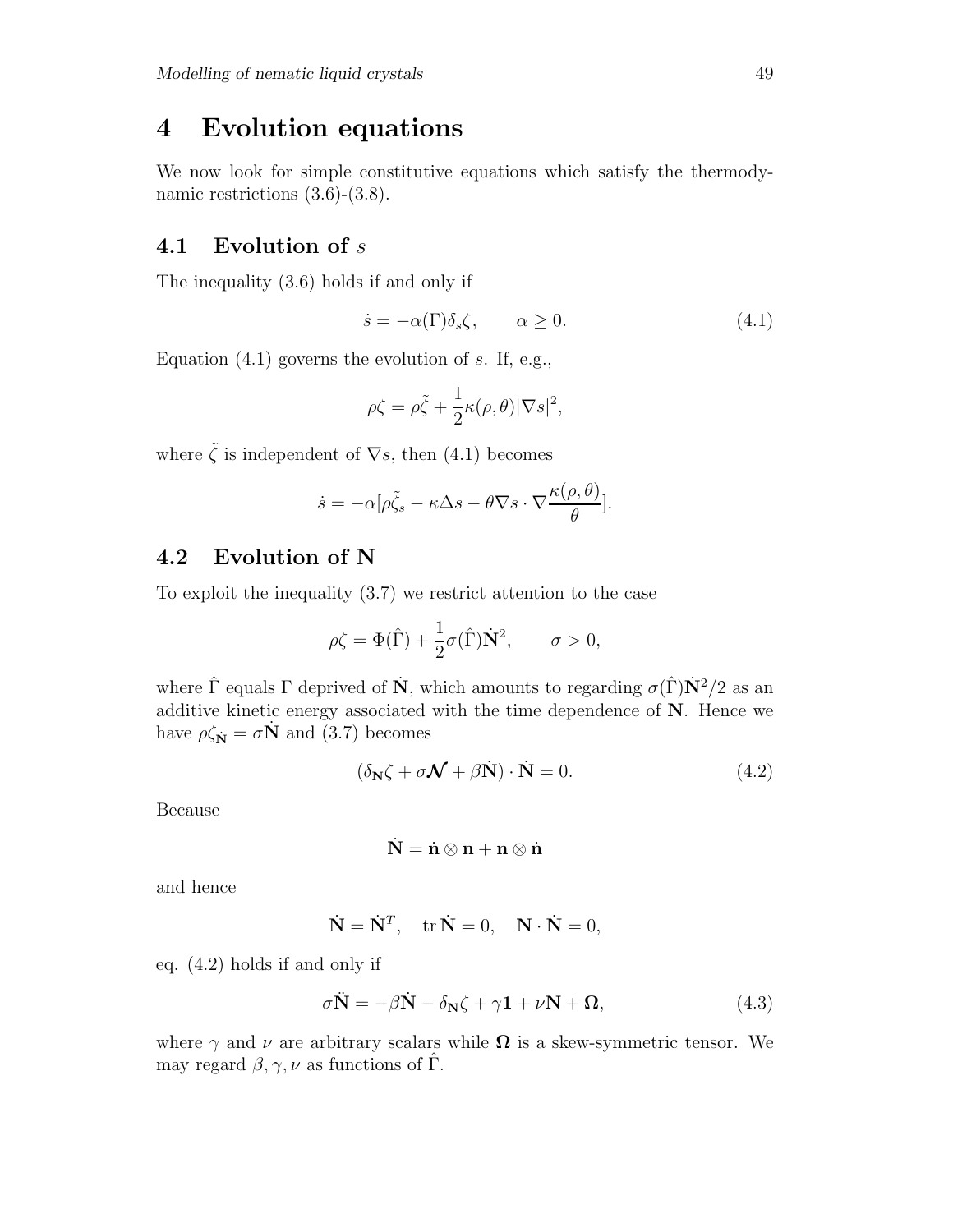# 4 Evolution equations

We now look for simple constitutive equations which satisfy the thermodynamic restrictions (3.6)-(3.8).

## 4.1 Evolution of $s$

The inequality (3.6) holds if and only if

$$\dot{s} = -\alpha(\Gamma)\delta_s \zeta, \qquad \alpha \geq 0. \tag{4.1}$$

Equation (4.1) governs the evolution of $s$. If, e.g.,

$$\rho\zeta = \rho\tilde{\zeta} + \frac{1}{2}\kappa(\rho,\theta)|\nabla s|^2,$$

where $\tilde{\zeta}$ is independent of $\nabla s$, then (4.1) becomes

$$\dot{s} = -\alpha[\rho\tilde{\zeta}_s - \kappa\Delta s - \theta\nabla s \cdot \nabla\frac{\kappa(\rho,\theta)}{\theta}].$$

## 4.2 Evolution of N

To exploit the inequality (3.7) we restrict attention to the case

$$\rho\zeta = \Phi(\hat{\Gamma}) + \frac{1}{2}\sigma(\hat{\Gamma})\dot{\mathbf{N}}^2, \qquad \sigma > 0,$$

where $\hat{\Gamma}$ equals $\Gamma$ deprived of $\dot{\mathbf{N}}$, which amounts to regarding $\sigma(\hat{\Gamma})\dot{\mathbf{N}}^2/2$ as an additive kinetic energy associated with the time dependence of $\mathbf{N}$. Hence we have $\rho\zeta_{\dot{\mathbf{N}}} = \sigma\dot{\mathbf{N}}$ and (3.7) becomes

$$(\delta_{\mathbf{N}}\zeta + \sigma\boldsymbol{\mathcal{N}} + \beta\dot{\mathbf{N}}) \cdot \dot{\mathbf{N}} = 0. \tag{4.2}$$

Because

$$\dot{\mathbf{N}} = \dot{\mathbf{n}} \otimes \mathbf{n} + \mathbf{n} \otimes \dot{\mathbf{n}}$$

and hence

$$\dot{\mathbf{N}} = \dot{\mathbf{N}}^T, \quad \mathrm{tr}\,\dot{\mathbf{N}} = 0, \quad \mathbf{N} \cdot \dot{\mathbf{N}} = 0,$$

eq. (4.2) holds if and only if

$$\sigma\ddot{\mathbf{N}} = -\beta\dot{\mathbf{N}} - \delta_{\mathbf{N}}\zeta + \gamma\mathbf{1} + \nu\mathbf{N} + \boldsymbol{\Omega}, \tag{4.3}$$

where $\gamma$ and $\nu$ are arbitrary scalars while $\boldsymbol{\Omega}$ is a skew-symmetric tensor. We may regard $\beta, \gamma, \nu$ as functions of $\hat{\Gamma}$.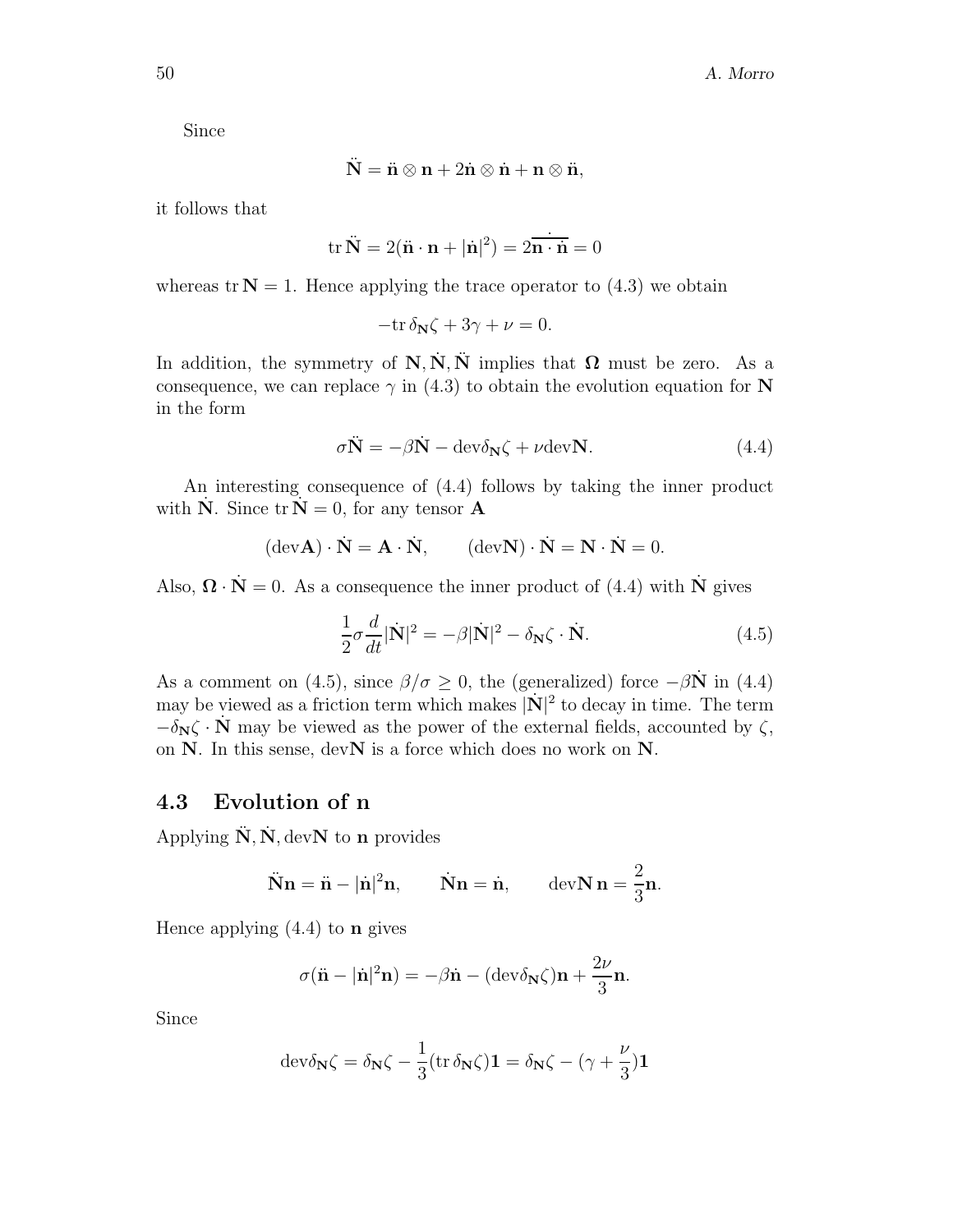Since

$$\ddot{\mathbf{N}} = \ddot{\mathbf{n}} \otimes \mathbf{n} + 2\dot{\mathbf{n}} \otimes \dot{\mathbf{n}} + \mathbf{n} \otimes \ddot{\mathbf{n}},$$

it follows that

$$\operatorname{tr} \ddot{\mathbf{N}} = 2(\ddot{\mathbf{n}} \cdot \mathbf{n} + |\dot{\mathbf{n}}|^2) = 2\dot{\overline{\mathbf{n} \cdot \dot{\mathbf{n}}}} = 0$$

whereas $\operatorname{tr} \mathbf{N} = 1$. Hence applying the trace operator to (4.3) we obtain

$$-\operatorname{tr} \delta_{\mathbf{N}} \zeta + 3\gamma + \nu = 0.$$

In addition, the symmetry of $\mathbf{N}, \dot{\mathbf{N}}, \ddot{\mathbf{N}}$ implies that $\mathbf{\Omega}$ must be zero. As a consequence, we can replace $\gamma$ in (4.3) to obtain the evolution equation for $\mathbf{N}$ in the form

$$\sigma \ddot{\mathbf{N}} = -\beta \dot{\mathbf{N}} - \operatorname{dev} \delta_{\mathbf{N}} \zeta + \nu \operatorname{dev} \mathbf{N}. \tag{4.4}$$

An interesting consequence of (4.4) follows by taking the inner product with $\dot{\mathbf{N}}$. Since $\operatorname{tr} \dot{\mathbf{N}} = 0$, for any tensor $\mathbf{A}$

$$(\operatorname{dev} \mathbf{A}) \cdot \dot{\mathbf{N}} = \mathbf{A} \cdot \dot{\mathbf{N}}, \qquad (\operatorname{dev} \mathbf{N}) \cdot \dot{\mathbf{N}} = \mathbf{N} \cdot \dot{\mathbf{N}} = 0.$$

Also, $\mathbf{\Omega} \cdot \dot{\mathbf{N}} = 0$. As a consequence the inner product of (4.4) with $\dot{\mathbf{N}}$ gives

$$\frac{1}{2} \sigma \frac{d}{dt} |\dot{\mathbf{N}}|^2 = -\beta |\dot{\mathbf{N}}|^2 - \delta_{\mathbf{N}} \zeta \cdot \dot{\mathbf{N}}. \tag{4.5}$$

As a comment on (4.5), since $\beta/\sigma \geq 0$, the (generalized) force $-\beta \dot{\mathbf{N}}$ in (4.4) may be viewed as a friction term which makes $|\dot{\mathbf{N}}|^2$ to decay in time. The term $-\delta_{\mathbf{N}} \zeta \cdot \dot{\mathbf{N}}$ may be viewed as the power of the external fields, accounted by $\zeta$, on $\mathbf{N}$. In this sense, $\operatorname{dev} \mathbf{N}$ is a force which does no work on $\mathbf{N}$.

## 4.3 Evolution of n

Applying $\ddot{\mathbf{N}}, \dot{\mathbf{N}}, \operatorname{dev} \mathbf{N}$ to $\mathbf{n}$ provides

$$\ddot{\mathbf{N}} \mathbf{n} = \ddot{\mathbf{n}} - |\dot{\mathbf{n}}|^2 \mathbf{n}, \qquad \dot{\mathbf{N}} \mathbf{n} = \dot{\mathbf{n}}, \qquad \operatorname{dev} \mathbf{N}\, \mathbf{n} = \frac{2}{3} \mathbf{n}.$$

Hence applying (4.4) to $\mathbf{n}$ gives

$$\sigma (\ddot{\mathbf{n}} - |\dot{\mathbf{n}}|^2 \mathbf{n}) = -\beta \dot{\mathbf{n}} - (\operatorname{dev} \delta_{\mathbf{N}} \zeta) \mathbf{n} + \frac{2\nu}{3} \mathbf{n}.$$

Since

$$\operatorname{dev} \delta_{\mathbf{N}} \zeta = \delta_{\mathbf{N}} \zeta - \frac{1}{3} (\operatorname{tr} \delta_{\mathbf{N}} \zeta) \mathbf{1} = \delta_{\mathbf{N}} \zeta - (\gamma + \frac{\nu}{3}) \mathbf{1}$$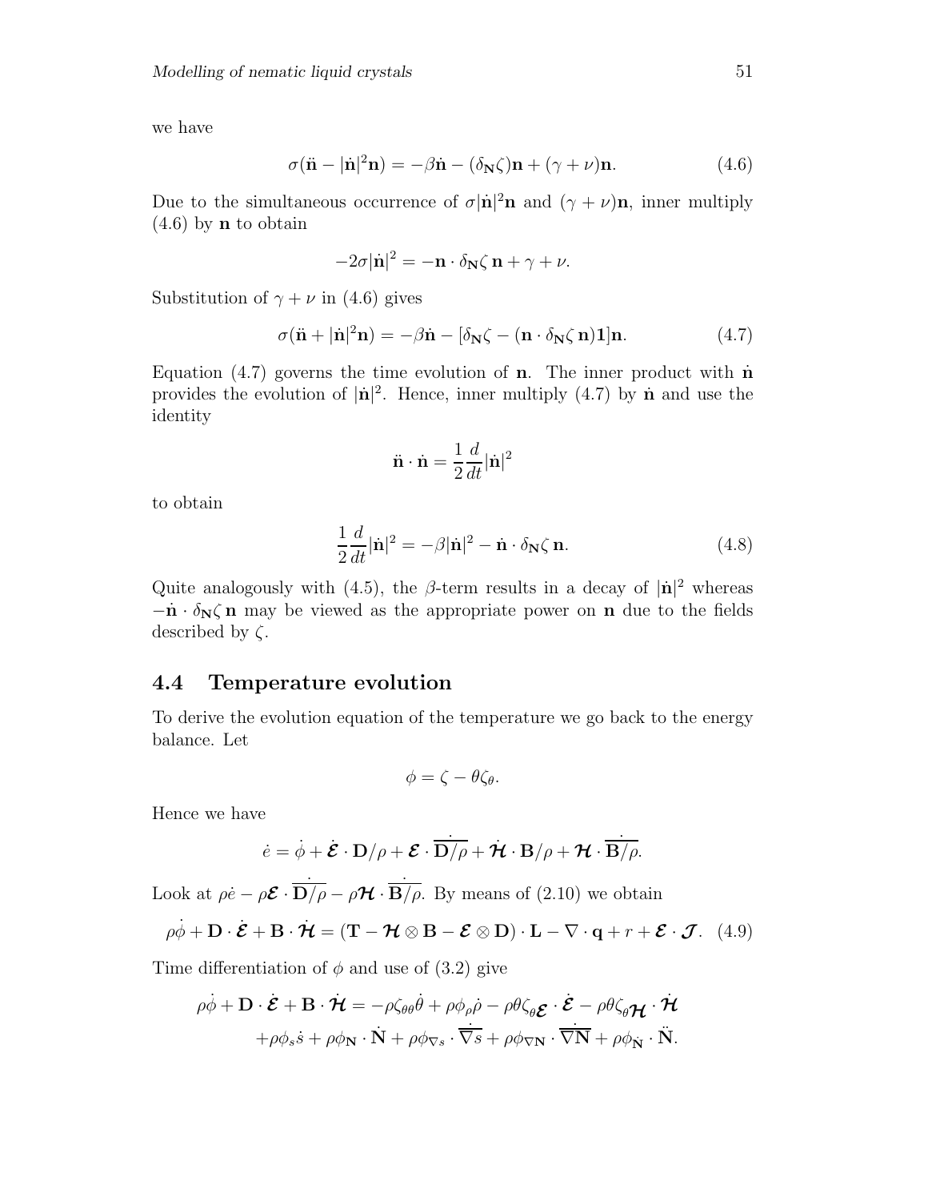we have

$$\sigma(\ddot{\mathbf{n}} - |\dot{\mathbf{n}}|^2\mathbf{n}) = -\beta\dot{\mathbf{n}} - (\delta_{\mathbf{N}}\zeta)\mathbf{n} + (\gamma + \nu)\mathbf{n}. \tag{4.6}$$

Due to the simultaneous occurrence of $\sigma|\dot{\mathbf{n}}|^2\mathbf{n}$ and $(\gamma+\nu)\mathbf{n}$, inner multiply (4.6) by $\mathbf{n}$ to obtain

$$-2\sigma|\dot{\mathbf{n}}|^2 = -\mathbf{n}\cdot\delta_{\mathbf{N}}\zeta\,\mathbf{n} + \gamma + \nu.$$

Substitution of $\gamma+\nu$ in (4.6) gives

$$\sigma(\ddot{\mathbf{n}} + |\dot{\mathbf{n}}|^2\mathbf{n}) = -\beta\dot{\mathbf{n}} - [\delta_{\mathbf{N}}\zeta - (\mathbf{n}\cdot\delta_{\mathbf{N}}\zeta\,\mathbf{n})\mathbf{1}]\mathbf{n}. \tag{4.7}$$

Equation (4.7) governs the time evolution of $\mathbf{n}$. The inner product with $\dot{\mathbf{n}}$ provides the evolution of $|\dot{\mathbf{n}}|^2$. Hence, inner multiply (4.7) by $\dot{\mathbf{n}}$ and use the identity

$$\ddot{\mathbf{n}}\cdot\dot{\mathbf{n}} = \frac{1}{2}\frac{d}{dt}|\dot{\mathbf{n}}|^2$$

to obtain

$$\frac{1}{2}\frac{d}{dt}|\dot{\mathbf{n}}|^2 = -\beta|\dot{\mathbf{n}}|^2 - \dot{\mathbf{n}}\cdot\delta_{\mathbf{N}}\zeta\,\mathbf{n}. \tag{4.8}$$

Quite analogously with (4.5), the $\beta$-term results in a decay of $|\dot{\mathbf{n}}|^2$ whereas $-\dot{\mathbf{n}}\cdot\delta_{\mathbf{N}}\zeta\,\mathbf{n}$ may be viewed as the appropriate power on $\mathbf{n}$ due to the fields described by $\zeta$.

## 4.4 Temperature evolution

To derive the evolution equation of the temperature we go back to the energy balance. Let

$$\phi = \zeta - \theta\zeta_\theta.$$

Hence we have

$$\dot{e} = \dot{\phi} + \dot{\boldsymbol{\mathcal{E}}}\cdot\mathbf{D}/\rho + \boldsymbol{\mathcal{E}}\cdot\overline{\mathbf{D}/\rho}^{\,\cdot} + \dot{\boldsymbol{\mathcal{H}}}\cdot\mathbf{B}/\rho + \boldsymbol{\mathcal{H}}\cdot\overline{\mathbf{B}/\rho}^{\,\cdot}.$$

Look at $\rho\dot{e} - \rho\boldsymbol{\mathcal{E}}\cdot\overline{\mathbf{D}/\rho}^{\,\cdot} - \rho\boldsymbol{\mathcal{H}}\cdot\overline{\mathbf{B}/\rho}^{\,\cdot}$. By means of (2.10) we obtain

$$\rho\dot{\phi} + \mathbf{D}\cdot\dot{\boldsymbol{\mathcal{E}}} + \mathbf{B}\cdot\dot{\boldsymbol{\mathcal{H}}} = (\mathbf{T} - \boldsymbol{\mathcal{H}}\otimes\mathbf{B} - \boldsymbol{\mathcal{E}}\otimes\mathbf{D})\cdot\mathbf{L} - \nabla\cdot\mathbf{q} + r + \boldsymbol{\mathcal{E}}\cdot\boldsymbol{\mathcal{J}}. \tag{4.9}$$

Time differentiation of $\phi$ and use of (3.2) give

$$\begin{aligned}\rho\dot{\phi} + \mathbf{D}\cdot\dot{\boldsymbol{\mathcal{E}}} + \mathbf{B}\cdot\dot{\boldsymbol{\mathcal{H}}} = &-\rho\zeta_{\theta\theta}\dot{\theta} + \rho\phi_\rho\dot{\rho} - \rho\theta\zeta_{\theta\boldsymbol{\mathcal{E}}}\cdot\dot{\boldsymbol{\mathcal{E}}} - \rho\theta\zeta_{\theta\boldsymbol{\mathcal{H}}}\cdot\dot{\boldsymbol{\mathcal{H}}}\\ &+\rho\phi_s\dot{s} + \rho\phi_{\mathbf{N}}\cdot\dot{\mathbf{N}} + \rho\phi_{\nabla s}\cdot\overline{\nabla s}^{\,\cdot} + \rho\phi_{\nabla\mathbf{N}}\cdot\overline{\nabla\mathbf{N}}^{\,\cdot} + \rho\phi_{\dot{\mathbf{N}}}\cdot\ddot{\mathbf{N}}.\end{aligned}$$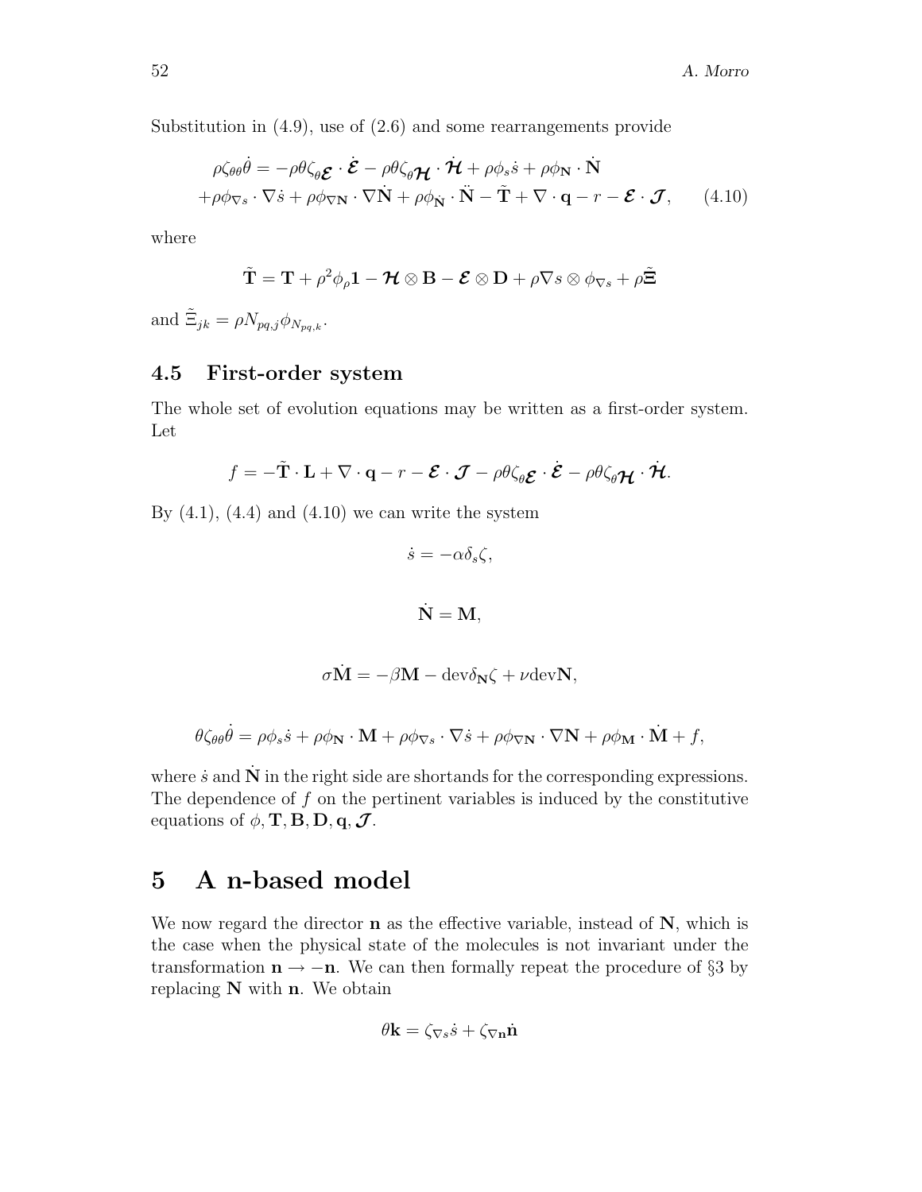Substitution in (4.9), use of (2.6) and some rearrangements provide

$$
\begin{aligned}
\rho\zeta_{\theta\theta}\dot{\theta} = -\rho\theta\zeta_{\theta\boldsymbol{\mathcal{E}}} \cdot \dot{\boldsymbol{\mathcal{E}}} - \rho\theta\zeta_{\theta\boldsymbol{\mathcal{H}}} \cdot \dot{\boldsymbol{\mathcal{H}}} + \rho\phi_s\dot{s} + \rho\phi_{\mathbf{N}} \cdot \dot{\mathbf{N}} \\
+\rho\phi_{\nabla s} \cdot \nabla\dot{s} + \rho\phi_{\nabla\mathbf{N}} \cdot \nabla\dot{\mathbf{N}} + \rho\phi_{\dot{\mathbf{N}}} \cdot \ddot{\mathbf{N}} - \tilde{\mathbf{T}} + \nabla \cdot \mathbf{q} - r - \boldsymbol{\mathcal{E}} \cdot \boldsymbol{\mathcal{J}}, \qquad (4.10)
\end{aligned}
$$

where

$$
\tilde{\mathbf{T}} = \mathbf{T} + \rho^2\phi_\rho\mathbf{1} - \boldsymbol{\mathcal{H}} \otimes \mathbf{B} - \boldsymbol{\mathcal{E}} \otimes \mathbf{D} + \rho\nabla s \otimes \phi_{\nabla s} + \rho\tilde{\boldsymbol{\Xi}}
$$

and $\tilde{\Xi}_{jk} = \rho N_{pq,j}\phi_{N_{pq,k}}$.

### 4.5 First-order system

The whole set of evolution equations may be written as a first-order system. Let

$$
f = -\tilde{\mathbf{T}} \cdot \mathbf{L} + \nabla \cdot \mathbf{q} - r - \boldsymbol{\mathcal{E}} \cdot \boldsymbol{\mathcal{J}} - \rho\theta\zeta_{\theta\boldsymbol{\mathcal{E}}} \cdot \dot{\boldsymbol{\mathcal{E}}} - \rho\theta\zeta_{\theta\boldsymbol{\mathcal{H}}} \cdot \dot{\boldsymbol{\mathcal{H}}}.
$$

By (4.1), (4.4) and (4.10) we can write the system

$$
\dot{s} = -\alpha\delta_s\zeta,
$$

$$
\dot{\mathbf{N}} = \mathbf{M},
$$

$$
\sigma\dot{\mathbf{M}} = -\beta\mathbf{M} - \mathrm{dev}\delta_{\mathbf{N}}\zeta + \nu\mathrm{dev}\mathbf{N},
$$

$$
\theta\zeta_{\theta\theta}\dot{\theta} = \rho\phi_s\dot{s} + \rho\phi_{\mathbf{N}} \cdot \mathbf{M} + \rho\phi_{\nabla s} \cdot \nabla\dot{s} + \rho\phi_{\nabla\mathbf{N}} \cdot \nabla\mathbf{N} + \rho\phi_{\mathbf{M}} \cdot \dot{\mathbf{M}} + f,
$$

where $\dot{s}$ and $\dot{\mathbf{N}}$ in the right side are shortands for the corresponding expressions. The dependence of $f$ on the pertinent variables is induced by the constitutive equations of $\phi, \mathbf{T}, \mathbf{B}, \mathbf{D}, \mathbf{q}, \boldsymbol{\mathcal{J}}$.

## 5 A n-based model

We now regard the director $\mathbf{n}$ as the effective variable, instead of $\mathbf{N}$, which is the case when the physical state of the molecules is not invariant under the transformation $\mathbf{n} \to -\mathbf{n}$. We can then formally repeat the procedure of §3 by replacing $\mathbf{N}$ with $\mathbf{n}$. We obtain

$$
\theta\mathbf{k} = \zeta_{\nabla s}\dot{s} + \zeta_{\nabla\mathbf{n}}\dot{\mathbf{n}}
$$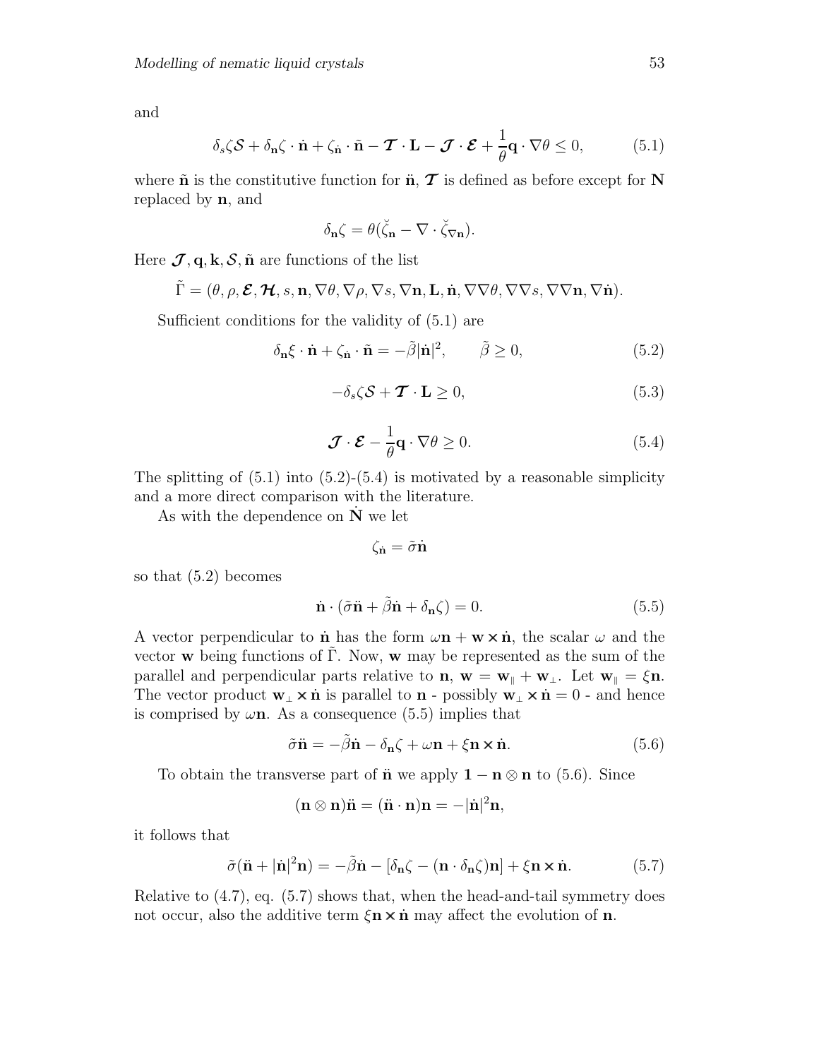and

$$\delta_s \zeta \mathcal{S} + \delta_{\mathbf{n}} \zeta \cdot \dot{\mathbf{n}} + \zeta_{\dot{\mathbf{n}}} \cdot \tilde{\mathbf{n}} - \boldsymbol{\mathcal{T}} \cdot \mathbf{L} - \boldsymbol{\mathcal{J}} \cdot \boldsymbol{\mathcal{E}} + \frac{1}{\theta} \mathbf{q} \cdot \nabla \theta \leq 0, \tag{5.1}$$

where $\tilde{\mathbf{n}}$ is the constitutive function for $\ddot{\mathbf{n}}$, $\boldsymbol{\mathcal{T}}$ is defined as before except for $\mathbf{N}$ replaced by $\mathbf{n}$, and

$$\delta_{\mathbf{n}} \zeta = \theta(\breve{\zeta}_{\mathbf{n}} - \nabla \cdot \breve{\zeta}_{\nabla \mathbf{n}}).$$

Here $\boldsymbol{\mathcal{J}}, \mathbf{q}, \mathbf{k}, \mathcal{S}, \tilde{\mathbf{n}}$ are functions of the list

$$\tilde{\Gamma} = (\theta, \rho, \boldsymbol{\mathcal{E}}, \boldsymbol{\mathcal{H}}, s, \mathbf{n}, \nabla\theta, \nabla\rho, \nabla s, \nabla\mathbf{n}, \mathbf{L}, \dot{\mathbf{n}}, \nabla\nabla\theta, \nabla\nabla s, \nabla\nabla\mathbf{n}, \nabla\dot{\mathbf{n}}).$$

Sufficient conditions for the validity of (5.1) are

$$\delta_{\mathbf{n}} \xi \cdot \dot{\mathbf{n}} + \zeta_{\dot{\mathbf{n}}} \cdot \tilde{\mathbf{n}} = -\tilde{\beta} |\dot{\mathbf{n}}|^2, \qquad \tilde{\beta} \geq 0, \tag{5.2}$$

$$-\delta_s \zeta \mathcal{S} + \boldsymbol{\mathcal{T}} \cdot \mathbf{L} \geq 0, \tag{5.3}$$

$$\boldsymbol{\mathcal{J}} \cdot \boldsymbol{\mathcal{E}} - \frac{1}{\theta} \mathbf{q} \cdot \nabla \theta \geq 0. \tag{5.4}$$

The splitting of (5.1) into (5.2)-(5.4) is motivated by a reasonable simplicity and a more direct comparison with the literature.

As with the dependence on $\dot{\mathbf{N}}$ we let

$$\zeta_{\dot{\mathbf{n}}} = \tilde{\sigma} \dot{\mathbf{n}}$$

so that (5.2) becomes

$$\dot{\mathbf{n}} \cdot (\tilde{\sigma} \ddot{\mathbf{n}} + \tilde{\beta} \dot{\mathbf{n}} + \delta_{\mathbf{n}} \zeta) = 0. \tag{5.5}$$

A vector perpendicular to $\dot{\mathbf{n}}$ has the form $\omega \mathbf{n} + \mathbf{w} \times \dot{\mathbf{n}}$, the scalar $\omega$ and the vector $\mathbf{w}$ being functions of $\tilde{\Gamma}$. Now, $\mathbf{w}$ may be represented as the sum of the parallel and perpendicular parts relative to $\mathbf{n}$, $\mathbf{w} = \mathbf{w}_{\parallel} + \mathbf{w}_{\perp}$. Let $\mathbf{w}_{\parallel} = \xi \mathbf{n}$. The vector product $\mathbf{w}_{\perp} \times \dot{\mathbf{n}}$ is parallel to $\mathbf{n}$ - possibly $\mathbf{w}_{\perp} \times \dot{\mathbf{n}} = 0$ - and hence is comprised by $\omega \mathbf{n}$. As a consequence (5.5) implies that

$$\tilde{\sigma} \ddot{\mathbf{n}} = -\tilde{\beta} \dot{\mathbf{n}} - \delta_{\mathbf{n}} \zeta + \omega \mathbf{n} + \xi \mathbf{n} \times \dot{\mathbf{n}}. \tag{5.6}$$

To obtain the transverse part of $\ddot{\mathbf{n}}$ we apply $\mathbf{1} - \mathbf{n} \otimes \mathbf{n}$ to (5.6). Since

$$(\mathbf{n} \otimes \mathbf{n}) \ddot{\mathbf{n}} = (\ddot{\mathbf{n}} \cdot \mathbf{n}) \mathbf{n} = -|\dot{\mathbf{n}}|^2 \mathbf{n},$$

it follows that

$$\tilde{\sigma}(\ddot{\mathbf{n}} + |\dot{\mathbf{n}}|^2 \mathbf{n}) = -\tilde{\beta} \dot{\mathbf{n}} - [\delta_{\mathbf{n}} \zeta - (\mathbf{n} \cdot \delta_{\mathbf{n}} \zeta) \mathbf{n}] + \xi \mathbf{n} \times \dot{\mathbf{n}}. \tag{5.7}$$

Relative to (4.7), eq. (5.7) shows that, when the head-and-tail symmetry does not occur, also the additive term $\xi \mathbf{n} \times \dot{\mathbf{n}}$ may affect the evolution of $\mathbf{n}$.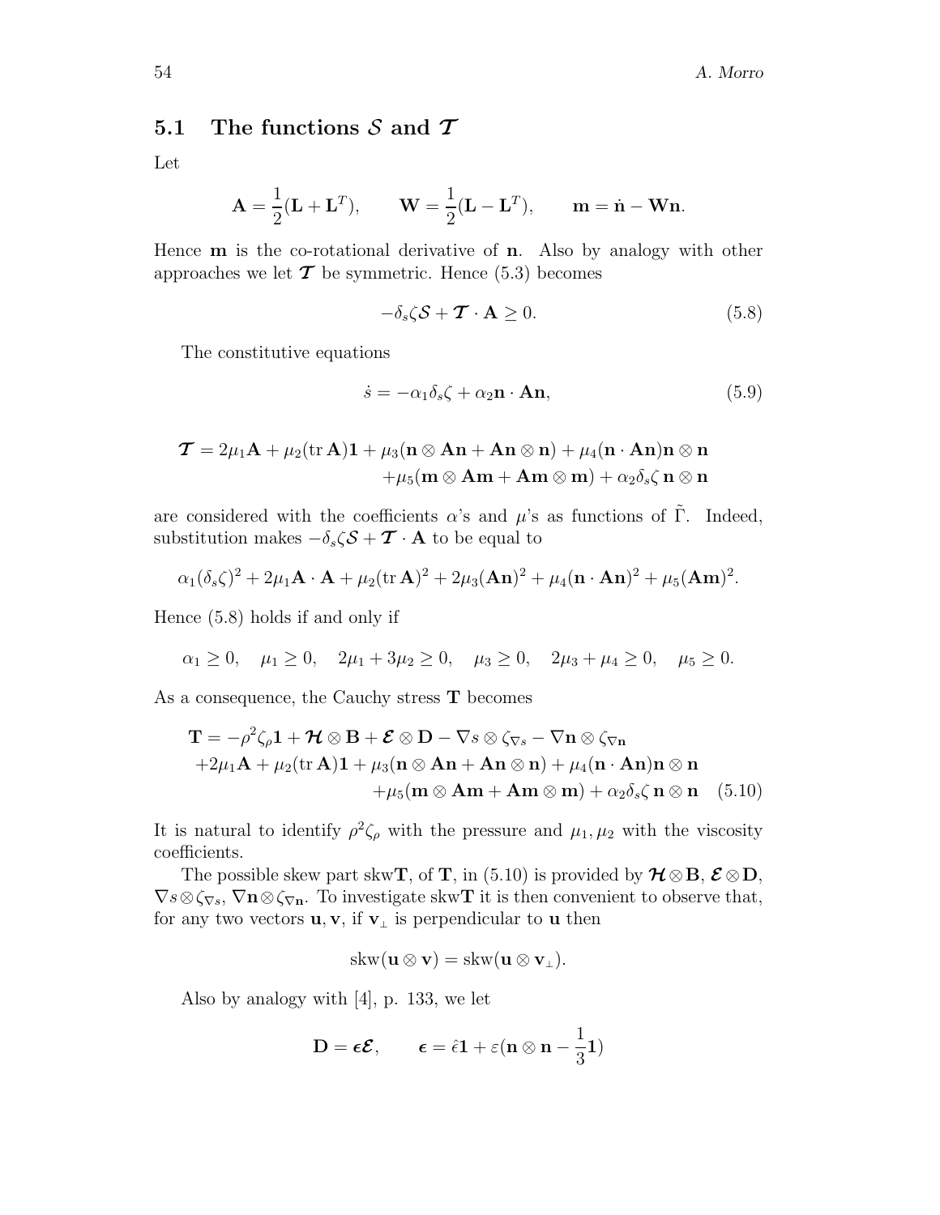### 5.1 The functions $\mathcal{S}$ and $\boldsymbol{\mathcal{T}}$

Let

$$\mathbf{A} = \frac{1}{2}(\mathbf{L} + \mathbf{L}^T), \qquad \mathbf{W} = \frac{1}{2}(\mathbf{L} - \mathbf{L}^T), \qquad \mathbf{m} = \dot{\mathbf{n}} - \mathbf{W}\mathbf{n}.$$

Hence $\mathbf{m}$ is the co-rotational derivative of $\mathbf{n}$. Also by analogy with other approaches we let $\boldsymbol{\mathcal{T}}$ be symmetric. Hence (5.3) becomes

$$-\delta_s \zeta \mathcal{S} + \boldsymbol{\mathcal{T}} \cdot \mathbf{A} \geq 0. \tag{5.8}$$

The constitutive equations

$$\dot{s} = -\alpha_1 \delta_s \zeta + \alpha_2 \mathbf{n} \cdot \mathbf{A}\mathbf{n}, \tag{5.9}$$

$$\begin{aligned}
\boldsymbol{\mathcal{T}} = 2\mu_1 \mathbf{A} + \mu_2 (\operatorname{tr} \mathbf{A})\mathbf{1} + \mu_3(\mathbf{n} \otimes \mathbf{A}\mathbf{n} + \mathbf{A}\mathbf{n} \otimes \mathbf{n}) + \mu_4(\mathbf{n} \cdot \mathbf{A}\mathbf{n})\mathbf{n} \otimes \mathbf{n} \\
+ \mu_5(\mathbf{m} \otimes \mathbf{A}\mathbf{m} + \mathbf{A}\mathbf{m} \otimes \mathbf{m}) + \alpha_2 \delta_s \zeta \, \mathbf{n} \otimes \mathbf{n}
\end{aligned}$$

are considered with the coefficients $\alpha$'s and $\mu$'s as functions of $\tilde{\Gamma}$. Indeed, substitution makes $-\delta_s \zeta \mathcal{S} + \boldsymbol{\mathcal{T}} \cdot \mathbf{A}$ to be equal to

$$\alpha_1 (\delta_s \zeta)^2 + 2\mu_1 \mathbf{A} \cdot \mathbf{A} + \mu_2 (\operatorname{tr} \mathbf{A})^2 + 2\mu_3 (\mathbf{A}\mathbf{n})^2 + \mu_4 (\mathbf{n} \cdot \mathbf{A}\mathbf{n})^2 + \mu_5 (\mathbf{A}\mathbf{m})^2.$$

Hence (5.8) holds if and only if

$$\alpha_1 \geq 0, \quad \mu_1 \geq 0, \quad 2\mu_1 + 3\mu_2 \geq 0, \quad \mu_3 \geq 0, \quad 2\mu_3 + \mu_4 \geq 0, \quad \mu_5 \geq 0.$$

As a consequence, the Cauchy stress $\mathbf{T}$ becomes

$$\begin{aligned}
\mathbf{T} = &-\rho^2 \zeta_\rho \mathbf{1} + \boldsymbol{\mathcal{H}} \otimes \mathbf{B} + \boldsymbol{\mathcal{E}} \otimes \mathbf{D} - \nabla s \otimes \zeta_{\nabla s} - \nabla \mathbf{n} \otimes \zeta_{\nabla \mathbf{n}} \\
&+ 2\mu_1 \mathbf{A} + \mu_2 (\operatorname{tr} \mathbf{A})\mathbf{1} + \mu_3(\mathbf{n} \otimes \mathbf{A}\mathbf{n} + \mathbf{A}\mathbf{n} \otimes \mathbf{n}) + \mu_4(\mathbf{n} \cdot \mathbf{A}\mathbf{n})\mathbf{n} \otimes \mathbf{n} \\
&+ \mu_5(\mathbf{m} \otimes \mathbf{A}\mathbf{m} + \mathbf{A}\mathbf{m} \otimes \mathbf{m}) + \alpha_2 \delta_s \zeta \, \mathbf{n} \otimes \mathbf{n}
\end{aligned} \tag{5.10}$$

It is natural to identify $\rho^2 \zeta_\rho$ with the pressure and $\mu_1, \mu_2$ with the viscosity coefficients.

The possible skew part skw$\mathbf{T}$, of $\mathbf{T}$, in (5.10) is provided by $\boldsymbol{\mathcal{H}} \otimes \mathbf{B}$, $\boldsymbol{\mathcal{E}} \otimes \mathbf{D}$, $\nabla s \otimes \zeta_{\nabla s}$, $\nabla \mathbf{n} \otimes \zeta_{\nabla \mathbf{n}}$. To investigate skw$\mathbf{T}$ it is then convenient to observe that, for any two vectors $\mathbf{u}, \mathbf{v}$, if $\mathbf{v}_\perp$ is perpendicular to $\mathbf{u}$ then

$$\operatorname{skw}(\mathbf{u} \otimes \mathbf{v}) = \operatorname{skw}(\mathbf{u} \otimes \mathbf{v}_\perp).$$

Also by analogy with [4], p. 133, we let

$$\mathbf{D} = \boldsymbol{\epsilon} \boldsymbol{\mathcal{E}}, \qquad \boldsymbol{\epsilon} = \hat{\epsilon} \mathbf{1} + \varepsilon (\mathbf{n} \otimes \mathbf{n} - \frac{1}{3} \mathbf{1})$$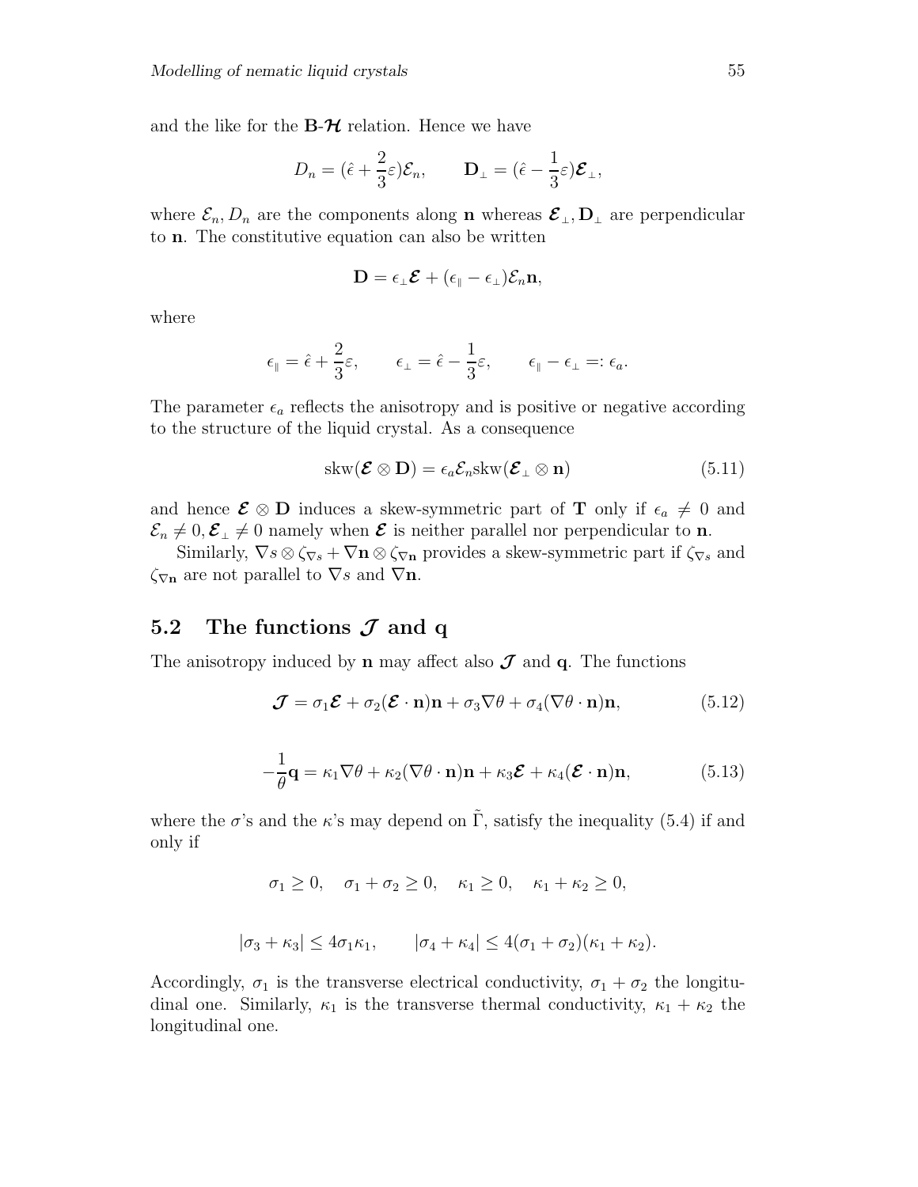and the like for the $\mathbf{B}$-$\boldsymbol{\mathcal{H}}$ relation. Hence we have

$$D_n = (\hat{\epsilon} + \frac{2}{3}\varepsilon)\mathcal{E}_n, \qquad \mathbf{D}_{\perp} = (\hat{\epsilon} - \frac{1}{3}\varepsilon)\boldsymbol{\mathcal{E}}_{\perp},$$

where $\mathcal{E}_n, D_n$ are the components along $\mathbf{n}$ whereas $\boldsymbol{\mathcal{E}}_{\perp}, \mathbf{D}_{\perp}$ are perpendicular to $\mathbf{n}$. The constitutive equation can also be written

$$\mathbf{D} = \epsilon_{\perp}\boldsymbol{\mathcal{E}} + (\epsilon_{\parallel} - \epsilon_{\perp})\mathcal{E}_n\mathbf{n},$$

where

$$\epsilon_{\parallel} = \hat{\epsilon} + \frac{2}{3}\varepsilon, \qquad \epsilon_{\perp} = \hat{\epsilon} - \frac{1}{3}\varepsilon, \qquad \epsilon_{\parallel} - \epsilon_{\perp} =: \epsilon_a.$$

The parameter $\epsilon_a$ reflects the anisotropy and is positive or negative according to the structure of the liquid crystal. As a consequence

$$\mathrm{skw}(\boldsymbol{\mathcal{E}} \otimes \mathbf{D}) = \epsilon_a \mathcal{E}_n \mathrm{skw}(\boldsymbol{\mathcal{E}}_{\perp} \otimes \mathbf{n}) \tag{5.11}$$

and hence $\boldsymbol{\mathcal{E}} \otimes \mathbf{D}$ induces a skew-symmetric part of $\mathbf{T}$ only if $\epsilon_a \neq 0$ and $\mathcal{E}_n \neq 0, \boldsymbol{\mathcal{E}}_{\perp} \neq 0$ namely when $\boldsymbol{\mathcal{E}}$ is neither parallel nor perpendicular to $\mathbf{n}$.

Similarly, $\nabla s \otimes \zeta_{\nabla s} + \nabla \mathbf{n} \otimes \zeta_{\nabla \mathbf{n}}$ provides a skew-symmetric part if $\zeta_{\nabla s}$ and $\zeta_{\nabla \mathbf{n}}$ are not parallel to $\nabla s$ and $\nabla \mathbf{n}$.

## 5.2 The functions $\boldsymbol{\mathcal{J}}$ and q

The anisotropy induced by $\mathbf{n}$ may affect also $\boldsymbol{\mathcal{J}}$ and $\mathbf{q}$. The functions

$$\boldsymbol{\mathcal{J}} = \sigma_1 \boldsymbol{\mathcal{E}} + \sigma_2(\boldsymbol{\mathcal{E}} \cdot \mathbf{n})\mathbf{n} + \sigma_3 \nabla\theta + \sigma_4(\nabla\theta \cdot \mathbf{n})\mathbf{n}, \tag{5.12}$$

$$-\frac{1}{\theta}\mathbf{q} = \kappa_1 \nabla\theta + \kappa_2(\nabla\theta \cdot \mathbf{n})\mathbf{n} + \kappa_3 \boldsymbol{\mathcal{E}} + \kappa_4(\boldsymbol{\mathcal{E}} \cdot \mathbf{n})\mathbf{n}, \tag{5.13}$$

where the $\sigma$'s and the $\kappa$'s may depend on $\tilde{\Gamma}$, satisfy the inequality (5.4) if and only if

$$\sigma_1 \geq 0, \quad \sigma_1 + \sigma_2 \geq 0, \quad \kappa_1 \geq 0, \quad \kappa_1 + \kappa_2 \geq 0,$$

$$|\sigma_3 + \kappa_3| \leq 4\sigma_1\kappa_1, \qquad |\sigma_4 + \kappa_4| \leq 4(\sigma_1 + \sigma_2)(\kappa_1 + \kappa_2).$$

Accordingly, $\sigma_1$ is the transverse electrical conductivity, $\sigma_1 + \sigma_2$ the longitudinal one. Similarly, $\kappa_1$ is the transverse thermal conductivity, $\kappa_1 + \kappa_2$ the longitudinal one.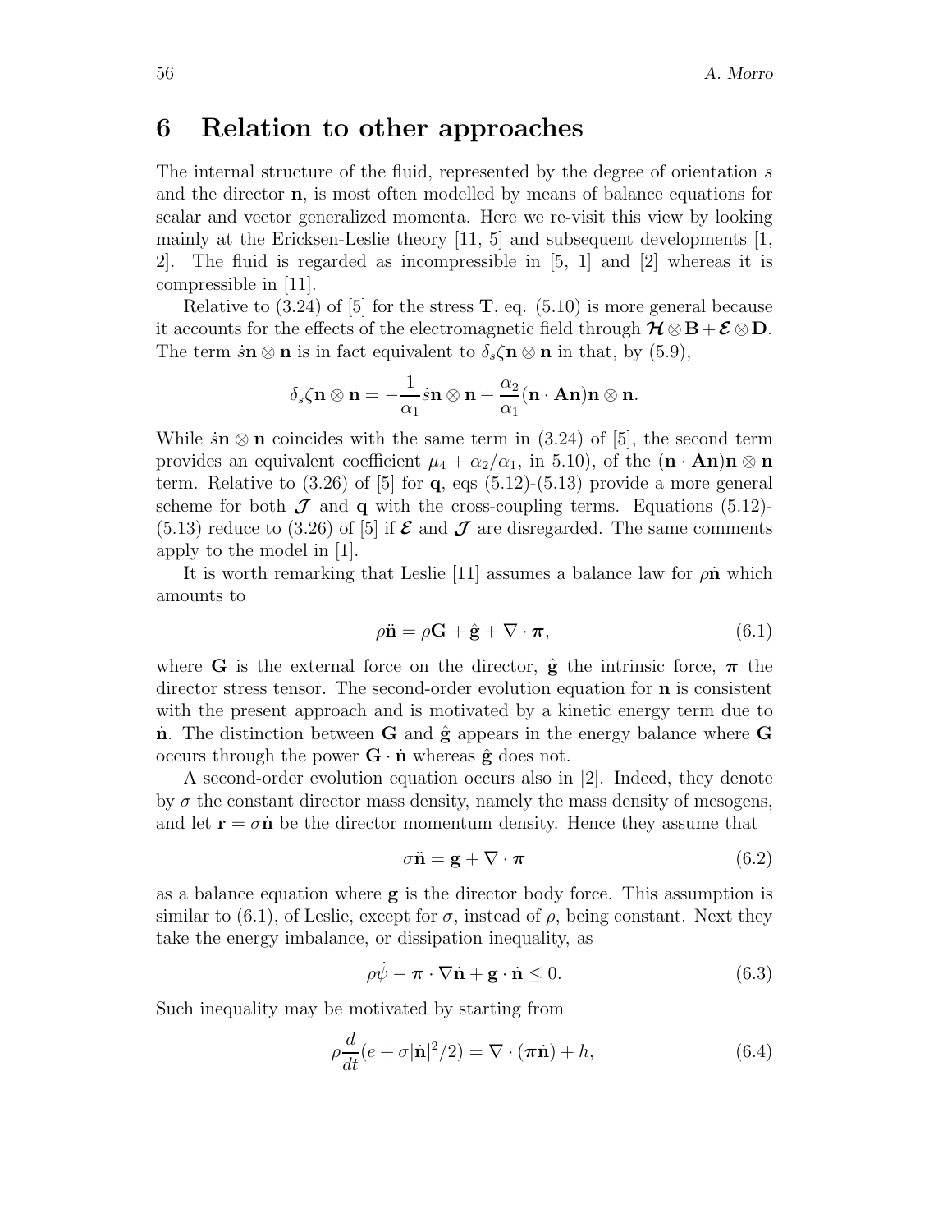## 6 Relation to other approaches

The internal structure of the fluid, represented by the degree of orientation $s$ and the director $\mathbf{n}$, is most often modelled by means of balance equations for scalar and vector generalized momenta. Here we re-visit this view by looking mainly at the Ericksen-Leslie theory [11, 5] and subsequent developments [1, 2]. The fluid is regarded as incompressible in [5, 1] and [2] whereas it is compressible in [11].

Relative to (3.24) of [5] for the stress $\mathbf{T}$, eq. (5.10) is more general because it accounts for the effects of the electromagnetic field through $\boldsymbol{\mathcal{H}} \otimes \mathbf{B} + \boldsymbol{\mathcal{E}} \otimes \mathbf{D}$. The term $\dot{s}\mathbf{n} \otimes \mathbf{n}$ is in fact equivalent to $\delta_s \zeta \mathbf{n} \otimes \mathbf{n}$ in that, by (5.9),

$$\delta_s \zeta \mathbf{n} \otimes \mathbf{n} = -\frac{1}{\alpha_1} \dot{s}\mathbf{n} \otimes \mathbf{n} + \frac{\alpha_2}{\alpha_1} (\mathbf{n} \cdot \mathbf{A}\mathbf{n}) \mathbf{n} \otimes \mathbf{n}.$$

While $\dot{s}\mathbf{n} \otimes \mathbf{n}$ coincides with the same term in (3.24) of [5], the second term provides an equivalent coefficient $\mu_4 + \alpha_2/\alpha_1$, in 5.10), of the $(\mathbf{n} \cdot \mathbf{A}\mathbf{n})\mathbf{n} \otimes \mathbf{n}$ term. Relative to (3.26) of [5] for $\mathbf{q}$, eqs (5.12)-(5.13) provide a more general scheme for both $\boldsymbol{\mathcal{J}}$ and $\mathbf{q}$ with the cross-coupling terms. Equations (5.12)-(5.13) reduce to (3.26) of [5] if $\boldsymbol{\mathcal{E}}$ and $\boldsymbol{\mathcal{J}}$ are disregarded. The same comments apply to the model in [1].

It is worth remarking that Leslie [11] assumes a balance law for $\rho \dot{\mathbf{n}}$ which amounts to

$$\rho \ddot{\mathbf{n}} = \rho \mathbf{G} + \hat{\mathbf{g}} + \nabla \cdot \boldsymbol{\pi}, \tag{6.1}$$

where $\mathbf{G}$ is the external force on the director, $\hat{\mathbf{g}}$ the intrinsic force, $\boldsymbol{\pi}$ the director stress tensor. The second-order evolution equation for $\mathbf{n}$ is consistent with the present approach and is motivated by a kinetic energy term due to $\dot{\mathbf{n}}$. The distinction between $\mathbf{G}$ and $\hat{\mathbf{g}}$ appears in the energy balance where $\mathbf{G}$ occurs through the power $\mathbf{G} \cdot \dot{\mathbf{n}}$ whereas $\hat{\mathbf{g}}$ does not.

A second-order evolution equation occurs also in [2]. Indeed, they denote by $\sigma$ the constant director mass density, namely the mass density of mesogens, and let $\mathbf{r} = \sigma \dot{\mathbf{n}}$ be the director momentum density. Hence they assume that

$$\sigma \ddot{\mathbf{n}} = \mathbf{g} + \nabla \cdot \boldsymbol{\pi} \tag{6.2}$$

as a balance equation where $\mathbf{g}$ is the director body force. This assumption is similar to (6.1), of Leslie, except for $\sigma$, instead of $\rho$, being constant. Next they take the energy imbalance, or dissipation inequality, as

$$\rho \dot{\psi} - \boldsymbol{\pi} \cdot \nabla \dot{\mathbf{n}} + \mathbf{g} \cdot \dot{\mathbf{n}} \leq 0. \tag{6.3}$$

Such inequality may be motivated by starting from

$$\rho \frac{d}{dt}(e + \sigma |\dot{\mathbf{n}}|^2/2) = \nabla \cdot (\boldsymbol{\pi} \dot{\mathbf{n}}) + h, \tag{6.4}$$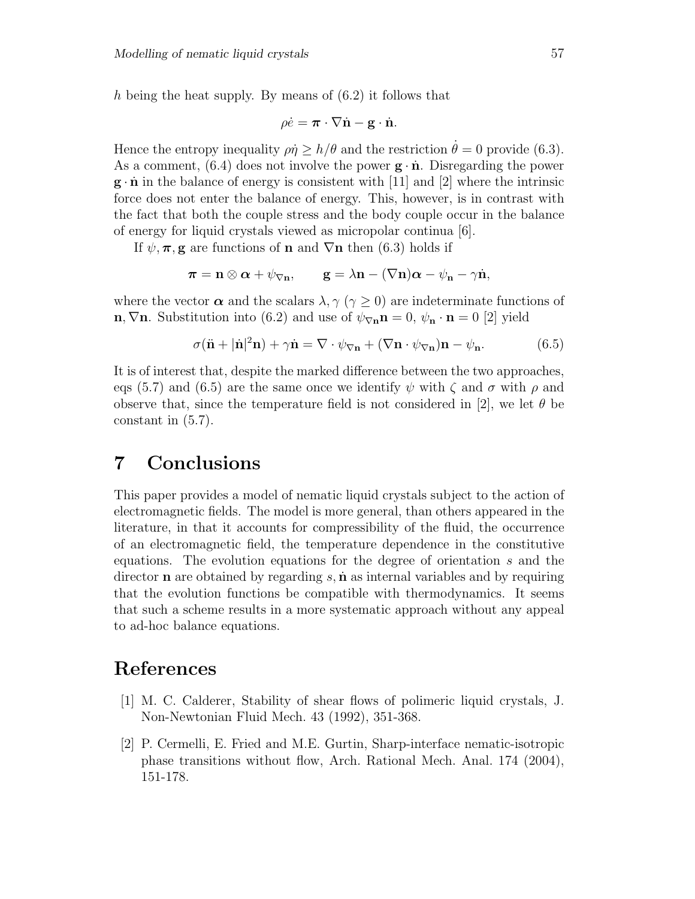$h$ being the heat supply. By means of (6.2) it follows that

$$\rho \dot{e} = \boldsymbol{\pi} \cdot \nabla \dot{\mathbf{n}} - \mathbf{g} \cdot \dot{\mathbf{n}}.$$

Hence the entropy inequality $\rho \dot{\eta} \geq h/\theta$ and the restriction $\dot{\theta} = 0$ provide (6.3). As a comment, (6.4) does not involve the power $\mathbf{g} \cdot \dot{\mathbf{n}}$. Disregarding the power $\mathbf{g} \cdot \dot{\mathbf{n}}$ in the balance of energy is consistent with [11] and [2] where the intrinsic force does not enter the balance of energy. This, however, is in contrast with the fact that both the couple stress and the body couple occur in the balance of energy for liquid crystals viewed as micropolar continua [6].

If $\psi, \boldsymbol{\pi}, \mathbf{g}$ are functions of $\mathbf{n}$ and $\nabla \mathbf{n}$ then (6.3) holds if

$$\boldsymbol{\pi} = \mathbf{n} \otimes \boldsymbol{\alpha} + \psi_{\nabla \mathbf{n}}, \qquad \mathbf{g} = \lambda \mathbf{n} - (\nabla \mathbf{n}) \boldsymbol{\alpha} - \psi_{\mathbf{n}} - \gamma \dot{\mathbf{n}},$$

where the vector $\boldsymbol{\alpha}$ and the scalars $\lambda, \gamma$ ($\gamma \geq 0$) are indeterminate functions of $\mathbf{n}, \nabla \mathbf{n}$. Substitution into (6.2) and use of $\psi_{\nabla \mathbf{n}} \mathbf{n} = 0$, $\psi_{\mathbf{n}} \cdot \mathbf{n} = 0$ [2] yield

$$\sigma(\ddot{\mathbf{n}} + |\dot{\mathbf{n}}|^2 \mathbf{n}) + \gamma \dot{\mathbf{n}} = \nabla \cdot \psi_{\nabla \mathbf{n}} + (\nabla \mathbf{n} \cdot \psi_{\nabla \mathbf{n}}) \mathbf{n} - \psi_{\mathbf{n}}. \tag{6.5}$$

It is of interest that, despite the marked difference between the two approaches, eqs (5.7) and (6.5) are the same once we identify $\psi$ with $\zeta$ and $\sigma$ with $\rho$ and observe that, since the temperature field is not considered in [2], we let $\theta$ be constant in (5.7).

# 7 Conclusions

This paper provides a model of nematic liquid crystals subject to the action of electromagnetic fields. The model is more general, than others appeared in the literature, in that it accounts for compressibility of the fluid, the occurrence of an electromagnetic field, the temperature dependence in the constitutive equations. The evolution equations for the degree of orientation $s$ and the director $\mathbf{n}$ are obtained by regarding $s, \dot{\mathbf{n}}$ as internal variables and by requiring that the evolution functions be compatible with thermodynamics. It seems that such a scheme results in a more systematic approach without any appeal to ad-hoc balance equations.

# References

[1] M. C. Calderer, Stability of shear flows of polimeric liquid crystals, J. Non-Newtonian Fluid Mech. 43 (1992), 351-368.

[2] P. Cermelli, E. Fried and M.E. Gurtin, Sharp-interface nematic-isotropic phase transitions without flow, Arch. Rational Mech. Anal. 174 (2004), 151-178.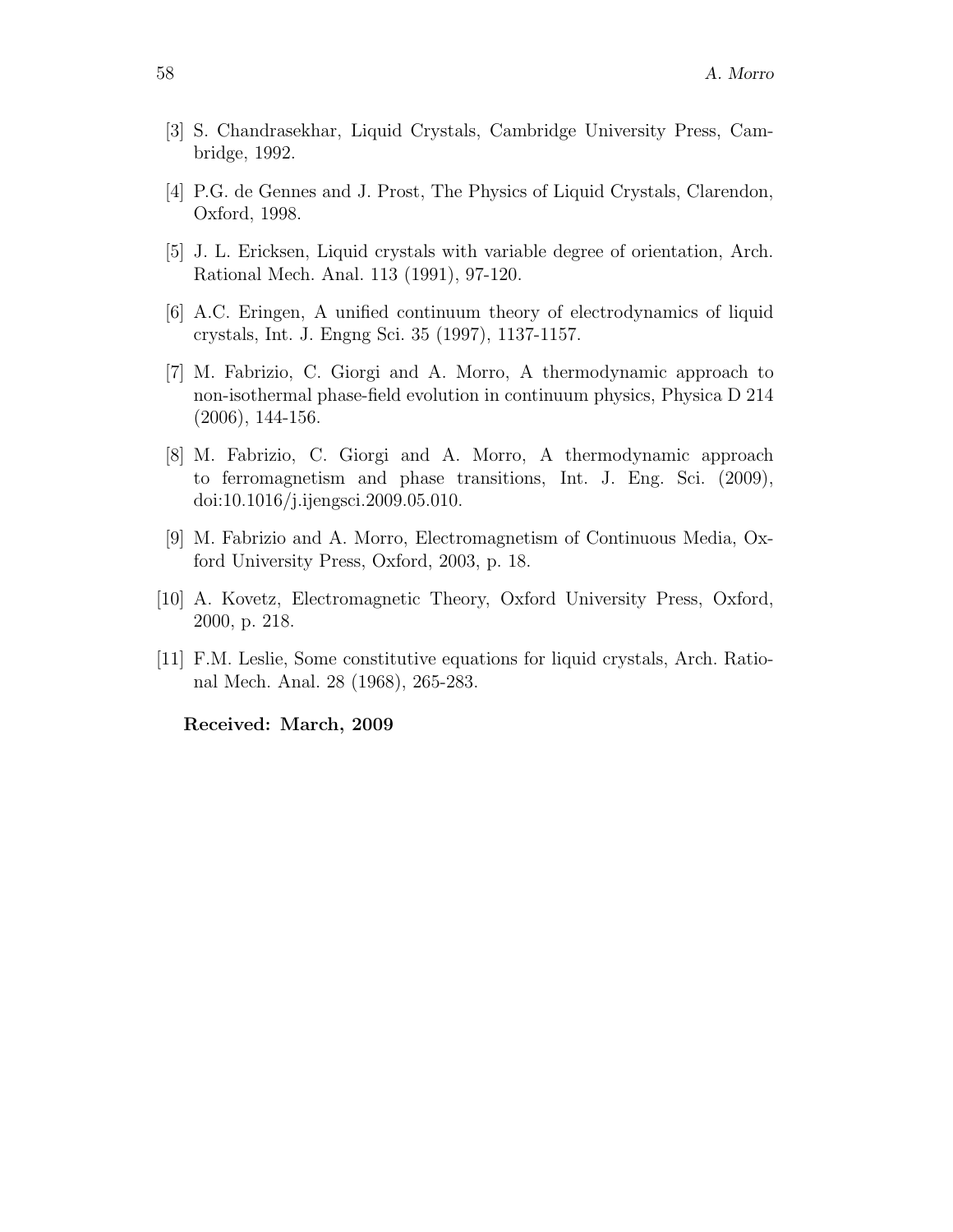[3] S. Chandrasekhar, Liquid Crystals, Cambridge University Press, Cambridge, 1992.

[4] P.G. de Gennes and J. Prost, The Physics of Liquid Crystals, Clarendon, Oxford, 1998.

[5] J. L. Ericksen, Liquid crystals with variable degree of orientation, Arch. Rational Mech. Anal. 113 (1991), 97-120.

[6] A.C. Eringen, A unified continuum theory of electrodynamics of liquid crystals, Int. J. Engng Sci. 35 (1997), 1137-1157.

[7] M. Fabrizio, C. Giorgi and A. Morro, A thermodynamic approach to non-isothermal phase-field evolution in continuum physics, Physica D 214 (2006), 144-156.

[8] M. Fabrizio, C. Giorgi and A. Morro, A thermodynamic approach to ferromagnetism and phase transitions, Int. J. Eng. Sci. (2009), doi:10.1016/j.ijengsci.2009.05.010.

[9] M. Fabrizio and A. Morro, Electromagnetism of Continuous Media, Oxford University Press, Oxford, 2003, p. 18.

[10] A. Kovetz, Electromagnetic Theory, Oxford University Press, Oxford, 2000, p. 218.

[11] F.M. Leslie, Some constitutive equations for liquid crystals, Arch. Rational Mech. Anal. 28 (1968), 265-283.

**Received: March, 2009**